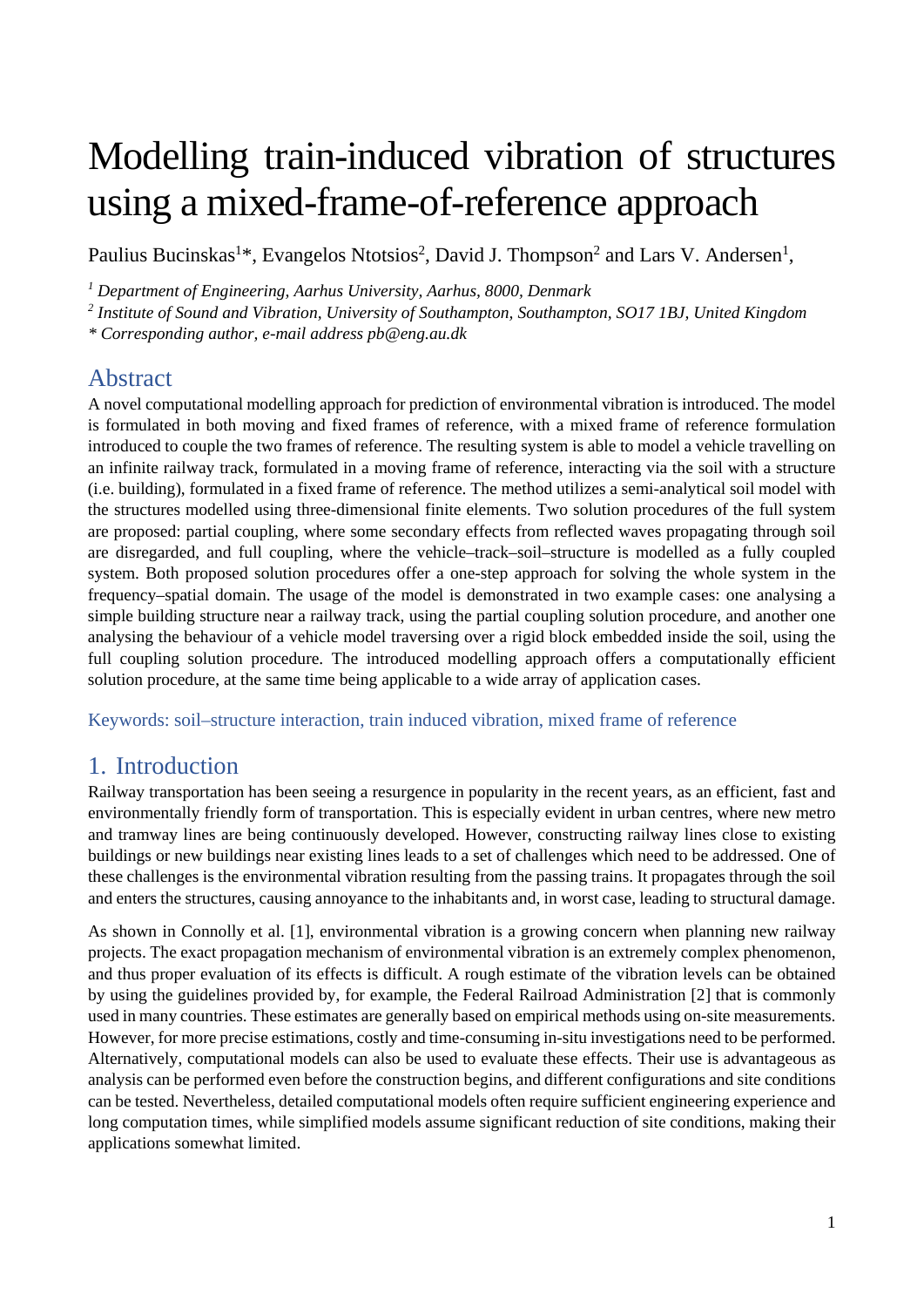# Modelling train-induced vibration of structures using a mixed-frame-of-reference approach

Paulius Bucinskas[1]*, Evangelos Ntotsios[2], David J. Thompson[2] and Lars V. Andersen[1],

*[1] Department of Engineering, Aarhus University, Aarhus, 8000, Denmark*

*[2] Institute of Sound and Vibration, University of Southampton, Southampton, SO17 1BJ, United Kingdom*

*\* Corresponding author, e-mail address pb@eng.au.dk*

## Abstract

A novel computational modelling approach for prediction of environmental vibration is introduced. The model is formulated in both moving and fixed frames of reference, with a mixed frame of reference formulation introduced to couple the two frames of reference. The resulting system is able to model a vehicle travelling on an infinite railway track, formulated in a moving frame of reference, interacting via the soil with a structure (i.e. building), formulated in a fixed frame of reference. The method utilizes a semi-analytical soil model with the structures modelled using three-dimensional finite elements. Two solution procedures of the full system are proposed: partial coupling, where some secondary effects from reflected waves propagating through soil are disregarded, and full coupling, where the vehicle–track–soil–structure is modelled as a fully coupled system. Both proposed solution procedures offer a one-step approach for solving the whole system in the frequency–spatial domain. The usage of the model is demonstrated in two example cases: one analysing a simple building structure near a railway track, using the partial coupling solution procedure, and another one analysing the behaviour of a vehicle model traversing over a rigid block embedded inside the soil, using the full coupling solution procedure. The introduced modelling approach offers a computationally efficient solution procedure, at the same time being applicable to a wide array of application cases.

Keywords: soil–structure interaction, train induced vibration, mixed frame of reference

## 1. Introduction

Railway transportation has been seeing a resurgence in popularity in the recent years, as an efficient, fast and environmentally friendly form of transportation. This is especially evident in urban centres, where new metro and tramway lines are being continuously developed. However, constructing railway lines close to existing buildings or new buildings near existing lines leads to a set of challenges which need to be addressed. One of these challenges is the environmental vibration resulting from the passing trains. It propagates through the soil and enters the structures, causing annoyance to the inhabitants and, in worst case, leading to structural damage.

As shown in Connolly et al. [1], environmental vibration is a growing concern when planning new railway projects. The exact propagation mechanism of environmental vibration is an extremely complex phenomenon, and thus proper evaluation of its effects is difficult. A rough estimate of the vibration levels can be obtained by using the guidelines provided by, for example, the Federal Railroad Administration [2] that is commonly used in many countries. These estimates are generally based on empirical methods using on-site measurements. However, for more precise estimations, costly and time-consuming in-situ investigations need to be performed. Alternatively, computational models can also be used to evaluate these effects. Their use is advantageous as analysis can be performed even before the construction begins, and different configurations and site conditions can be tested. Nevertheless, detailed computational models often require sufficient engineering experience and long computation times, while simplified models assume significant reduction of site conditions, making their applications somewhat limited.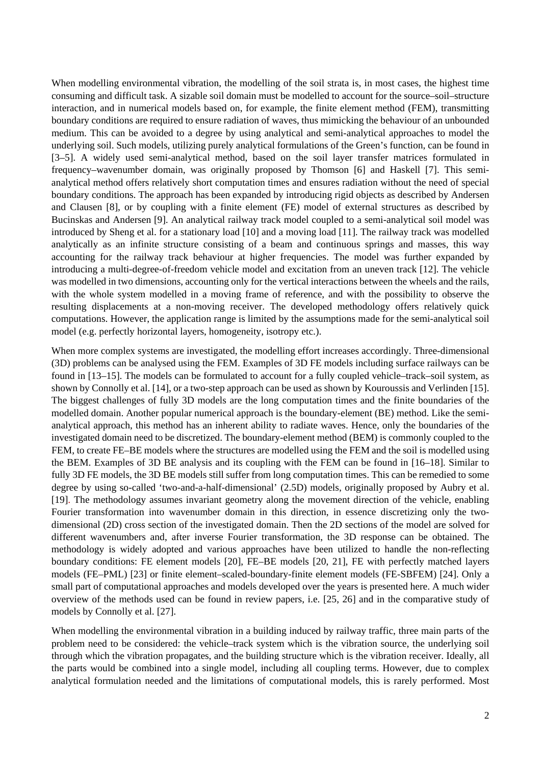When modelling environmental vibration, the modelling of the soil strata is, in most cases, the highest time consuming and difficult task. A sizable soil domain must be modelled to account for the source–soil–structure interaction, and in numerical models based on, for example, the finite element method (FEM), transmitting boundary conditions are required to ensure radiation of waves, thus mimicking the behaviour of an unbounded medium. This can be avoided to a degree by using analytical and semi-analytical approaches to model the underlying soil. Such models, utilizing purely analytical formulations of the Green's function, can be found in [3–5]. A widely used semi-analytical method, based on the soil layer transfer matrices formulated in frequency–wavenumber domain, was originally proposed by Thomson [6] and Haskell [7]. This semi-analytical method offers relatively short computation times and ensures radiation without the need of special boundary conditions. The approach has been expanded by introducing rigid objects as described by Andersen and Clausen [8], or by coupling with a finite element (FE) model of external structures as described by Bucinskas and Andersen [9]. An analytical railway track model coupled to a semi-analytical soil model was introduced by Sheng et al. for a stationary load [10] and a moving load [11]. The railway track was modelled analytically as an infinite structure consisting of a beam and continuous springs and masses, this way accounting for the railway track behaviour at higher frequencies. The model was further expanded by introducing a multi-degree-of-freedom vehicle model and excitation from an uneven track [12]. The vehicle was modelled in two dimensions, accounting only for the vertical interactions between the wheels and the rails, with the whole system modelled in a moving frame of reference, and with the possibility to observe the resulting displacements at a non-moving receiver. The developed methodology offers relatively quick computations. However, the application range is limited by the assumptions made for the semi-analytical soil model (e.g. perfectly horizontal layers, homogeneity, isotropy etc.).

When more complex systems are investigated, the modelling effort increases accordingly. Three-dimensional (3D) problems can be analysed using the FEM. Examples of 3D FE models including surface railways can be found in [13–15]. The models can be formulated to account for a fully coupled vehicle–track–soil system, as shown by Connolly et al. [14], or a two-step approach can be used as shown by Kouroussis and Verlinden [15]. The biggest challenges of fully 3D models are the long computation times and the finite boundaries of the modelled domain. Another popular numerical approach is the boundary-element (BE) method. Like the semi-analytical approach, this method has an inherent ability to radiate waves. Hence, only the boundaries of the investigated domain need to be discretized. The boundary-element method (BEM) is commonly coupled to the FEM, to create FE–BE models where the structures are modelled using the FEM and the soil is modelled using the BEM. Examples of 3D BE analysis and its coupling with the FEM can be found in [16–18]. Similar to fully 3D FE models, the 3D BE models still suffer from long computation times. This can be remedied to some degree by using so-called 'two-and-a-half-dimensional' (2.5D) models, originally proposed by Aubry et al. [19]. The methodology assumes invariant geometry along the movement direction of the vehicle, enabling Fourier transformation into wavenumber domain in this direction, in essence discretizing only the two-dimensional (2D) cross section of the investigated domain. Then the 2D sections of the model are solved for different wavenumbers and, after inverse Fourier transformation, the 3D response can be obtained. The methodology is widely adopted and various approaches have been utilized to handle the non-reflecting boundary conditions: FE element models [20], FE–BE models [20, 21], FE with perfectly matched layers models (FE–PML) [23] or finite element–scaled-boundary-finite element models (FE-SBFEM) [24]. Only a small part of computational approaches and models developed over the years is presented here. A much wider overview of the methods used can be found in review papers, i.e. [25, 26] and in the comparative study of models by Connolly et al. [27].

When modelling the environmental vibration in a building induced by railway traffic, three main parts of the problem need to be considered: the vehicle–track system which is the vibration source, the underlying soil through which the vibration propagates, and the building structure which is the vibration receiver. Ideally, all the parts would be combined into a single model, including all coupling terms. However, due to complex analytical formulation needed and the limitations of computational models, this is rarely performed. Most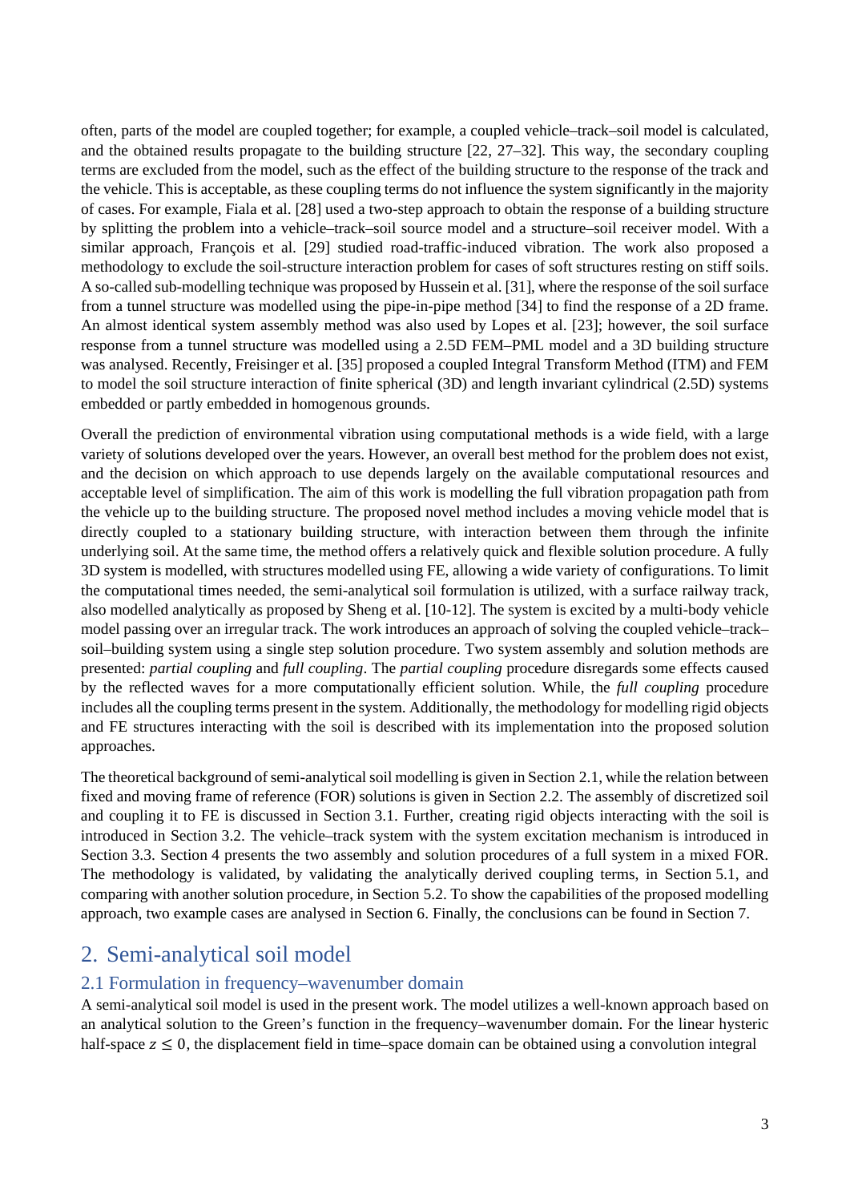often, parts of the model are coupled together; for example, a coupled vehicle–track–soil model is calculated, and the obtained results propagate to the building structure [22, 27–32]. This way, the secondary coupling terms are excluded from the model, such as the effect of the building structure to the response of the track and the vehicle. This is acceptable, as these coupling terms do not influence the system significantly in the majority of cases. For example, Fiala et al. [28] used a two-step approach to obtain the response of a building structure by splitting the problem into a vehicle–track–soil source model and a structure–soil receiver model. With a similar approach, François et al. [29] studied road-traffic-induced vibration. The work also proposed a methodology to exclude the soil-structure interaction problem for cases of soft structures resting on stiff soils. A so-called sub-modelling technique was proposed by Hussein et al. [31], where the response of the soil surface from a tunnel structure was modelled using the pipe-in-pipe method [34] to find the response of a 2D frame. An almost identical system assembly method was also used by Lopes et al. [23]; however, the soil surface response from a tunnel structure was modelled using a 2.5D FEM–PML model and a 3D building structure was analysed. Recently, Freisinger et al. [35] proposed a coupled Integral Transform Method (ITM) and FEM to model the soil structure interaction of finite spherical (3D) and length invariant cylindrical (2.5D) systems embedded or partly embedded in homogenous grounds.

Overall the prediction of environmental vibration using computational methods is a wide field, with a large variety of solutions developed over the years. However, an overall best method for the problem does not exist, and the decision on which approach to use depends largely on the available computational resources and acceptable level of simplification. The aim of this work is modelling the full vibration propagation path from the vehicle up to the building structure. The proposed novel method includes a moving vehicle model that is directly coupled to a stationary building structure, with interaction between them through the infinite underlying soil. At the same time, the method offers a relatively quick and flexible solution procedure. A fully 3D system is modelled, with structures modelled using FE, allowing a wide variety of configurations. To limit the computational times needed, the semi-analytical soil formulation is utilized, with a surface railway track, also modelled analytically as proposed by Sheng et al. [10-12]. The system is excited by a multi-body vehicle model passing over an irregular track. The work introduces an approach of solving the coupled vehicle–track–soil–building system using a single step solution procedure. Two system assembly and solution methods are presented: *partial coupling* and *full coupling*. The *partial coupling* procedure disregards some effects caused by the reflected waves for a more computationally efficient solution. While, the *full coupling* procedure includes all the coupling terms present in the system. Additionally, the methodology for modelling rigid objects and FE structures interacting with the soil is described with its implementation into the proposed solution approaches.

The theoretical background of semi-analytical soil modelling is given in Section 2.1, while the relation between fixed and moving frame of reference (FOR) solutions is given in Section 2.2. The assembly of discretized soil and coupling it to FE is discussed in Section 3.1. Further, creating rigid objects interacting with the soil is introduced in Section 3.2. The vehicle–track system with the system excitation mechanism is introduced in Section 3.3. Section 4 presents the two assembly and solution procedures of a full system in a mixed FOR. The methodology is validated, by validating the analytically derived coupling terms, in Section 5.1, and comparing with another solution procedure, in Section 5.2. To show the capabilities of the proposed modelling approach, two example cases are analysed in Section 6. Finally, the conclusions can be found in Section 7.

# 2. Semi-analytical soil model

## 2.1 Formulation in frequency–wavenumber domain

A semi-analytical soil model is used in the present work. The model utilizes a well-known approach based on an analytical solution to the Green's function in the frequency–wavenumber domain. For the linear hysteric half-space $z \leq 0$, the displacement field in time–space domain can be obtained using a convolution integral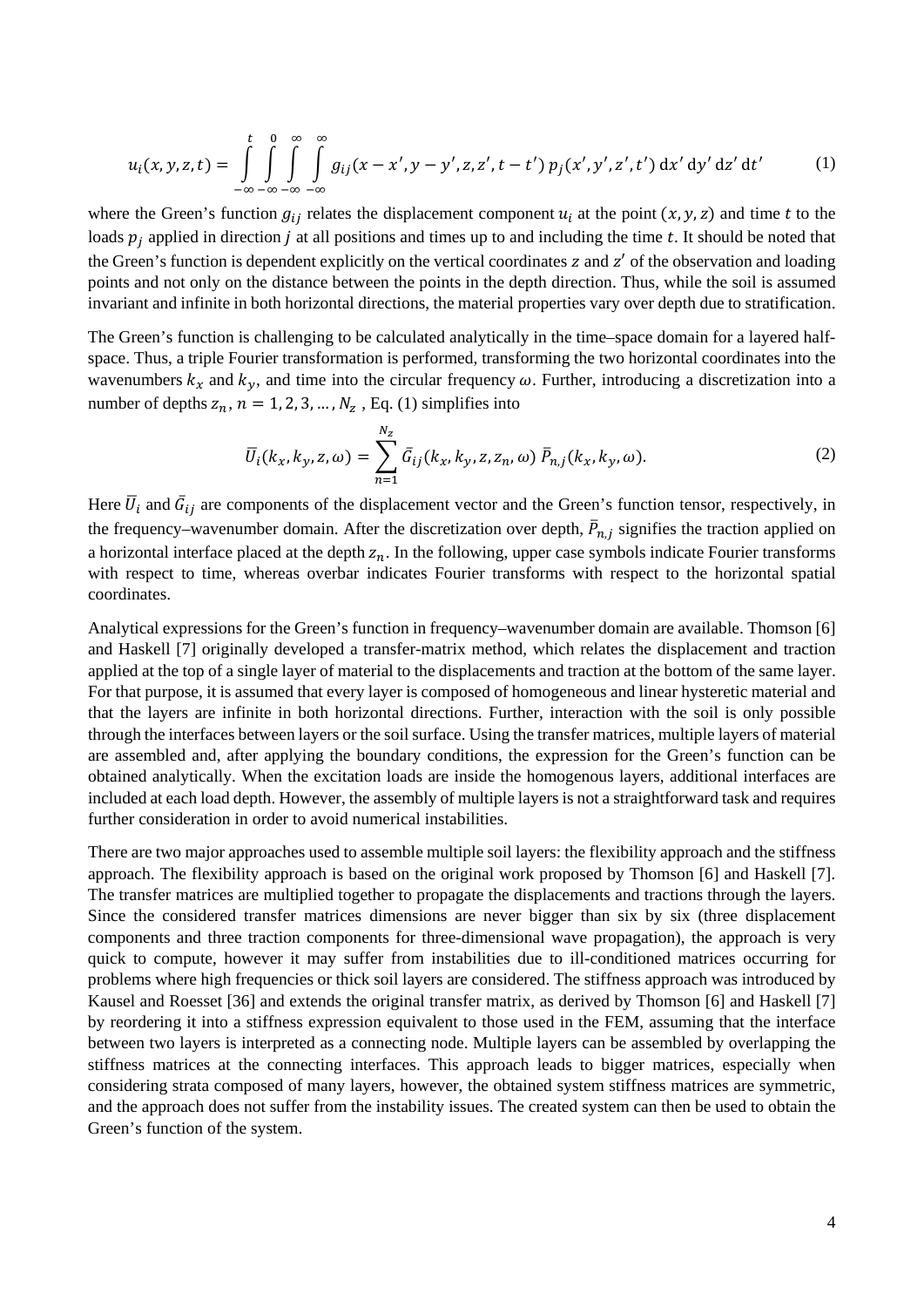$$u_i(x,y,z,t) = \int_{-\infty}^{t} \int_{-\infty}^{0} \int_{-\infty}^{\infty} \int_{-\infty}^{\infty} g_{ij}(x-x', y-y', z, z', t-t')\, p_j(x', y', z', t')\, \mathrm{d}x'\, \mathrm{d}y'\, \mathrm{d}z'\, \mathrm{d}t' \tag{1}$$

where the Green's function $g_{ij}$ relates the displacement component $u_i$ at the point $(x, y, z)$ and time $t$ to the loads $p_j$ applied in direction $j$ at all positions and times up to and including the time $t$. It should be noted that the Green's function is dependent explicitly on the vertical coordinates $z$ and $z'$ of the observation and loading points and not only on the distance between the points in the depth direction. Thus, while the soil is assumed invariant and infinite in both horizontal directions, the material properties vary over depth due to stratification.

The Green's function is challenging to be calculated analytically in the time–space domain for a layered half-space. Thus, a triple Fourier transformation is performed, transforming the two horizontal coordinates into the wavenumbers $k_x$ and $k_y$, and time into the circular frequency $\omega$. Further, introducing a discretization into a number of depths $z_n$, $n = 1, 2, 3, \ldots, N_z$ , Eq. (1) simplifies into

$$\bar{U}_i(k_x, k_y, z, \omega) = \sum_{n=1}^{N_z} \bar{G}_{ij}(k_x, k_y, z, z_n, \omega)\, \bar{P}_{n,j}(k_x, k_y, \omega). \tag{2}$$

Here $\bar{U}_i$ and $\bar{G}_{ij}$ are components of the displacement vector and the Green's function tensor, respectively, in the frequency–wavenumber domain. After the discretization over depth, $\bar{P}_{n,j}$ signifies the traction applied on a horizontal interface placed at the depth $z_n$. In the following, upper case symbols indicate Fourier transforms with respect to time, whereas overbar indicates Fourier transforms with respect to the horizontal spatial coordinates.

Analytical expressions for the Green's function in frequency–wavenumber domain are available. Thomson [6] and Haskell [7] originally developed a transfer-matrix method, which relates the displacement and traction applied at the top of a single layer of material to the displacements and traction at the bottom of the same layer. For that purpose, it is assumed that every layer is composed of homogeneous and linear hysteretic material and that the layers are infinite in both horizontal directions. Further, interaction with the soil is only possible through the interfaces between layers or the soil surface. Using the transfer matrices, multiple layers of material are assembled and, after applying the boundary conditions, the expression for the Green's function can be obtained analytically. When the excitation loads are inside the homogenous layers, additional interfaces are included at each load depth. However, the assembly of multiple layers is not a straightforward task and requires further consideration in order to avoid numerical instabilities.

There are two major approaches used to assemble multiple soil layers: the flexibility approach and the stiffness approach. The flexibility approach is based on the original work proposed by Thomson [6] and Haskell [7]. The transfer matrices are multiplied together to propagate the displacements and tractions through the layers. Since the considered transfer matrices dimensions are never bigger than six by six (three displacement components and three traction components for three-dimensional wave propagation), the approach is very quick to compute, however it may suffer from instabilities due to ill-conditioned matrices occurring for problems where high frequencies or thick soil layers are considered. The stiffness approach was introduced by Kausel and Roesset [36] and extends the original transfer matrix, as derived by Thomson [6] and Haskell [7] by reordering it into a stiffness expression equivalent to those used in the FEM, assuming that the interface between two layers is interpreted as a connecting node. Multiple layers can be assembled by overlapping the stiffness matrices at the connecting interfaces. This approach leads to bigger matrices, especially when considering strata composed of many layers, however, the obtained system stiffness matrices are symmetric, and the approach does not suffer from the instability issues. The created system can then be used to obtain the Green's function of the system.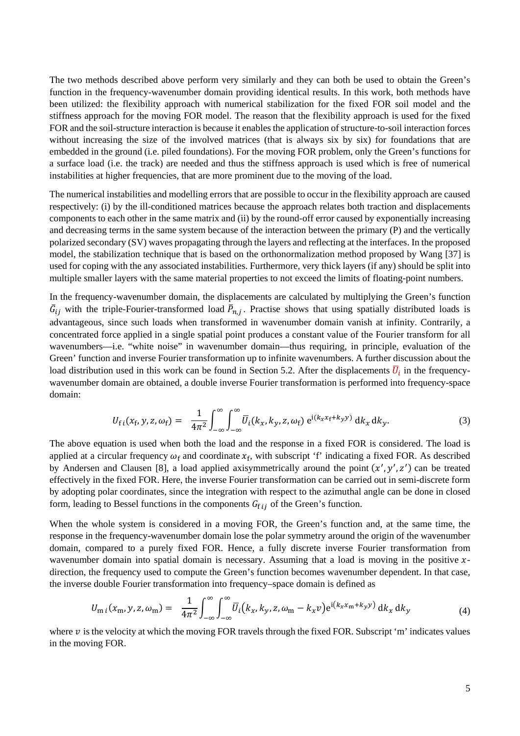The two methods described above perform very similarly and they can both be used to obtain the Green's function in the frequency-wavenumber domain providing identical results. In this work, both methods have been utilized: the flexibility approach with numerical stabilization for the fixed FOR soil model and the stiffness approach for the moving FOR model. The reason that the flexibility approach is used for the fixed FOR and the soil-structure interaction is because it enables the application of structure-to-soil interaction forces without increasing the size of the involved matrices (that is always six by six) for foundations that are embedded in the ground (i.e. piled foundations). For the moving FOR problem, only the Green's functions for a surface load (i.e. the track) are needed and thus the stiffness approach is used which is free of numerical instabilities at higher frequencies, that are more prominent due to the moving of the load.

The numerical instabilities and modelling errors that are possible to occur in the flexibility approach are caused respectively: (i) by the ill-conditioned matrices because the approach relates both traction and displacements components to each other in the same matrix and (ii) by the round-off error caused by exponentially increasing and decreasing terms in the same system because of the interaction between the primary (P) and the vertically polarized secondary (SV) waves propagating through the layers and reflecting at the interfaces. In the proposed model, the stabilization technique that is based on the orthonormalization method proposed by Wang [37] is used for coping with the any associated instabilities. Furthermore, very thick layers (if any) should be split into multiple smaller layers with the same material properties to not exceed the limits of floating-point numbers.

In the frequency-wavenumber domain, the displacements are calculated by multiplying the Green's function $\bar{G}_{ij}$ with the triple-Fourier-transformed load $\bar{P}_{n,j}$. Practise shows that using spatially distributed loads is advantageous, since such loads when transformed in wavenumber domain vanish at infinity. Contrarily, a concentrated force applied in a single spatial point produces a constant value of the Fourier transform for all wavenumbers—i.e. "white noise" in wavenumber domain—thus requiring, in principle, evaluation of the Green' function and inverse Fourier transformation up to infinite wavenumbers. A further discussion about the load distribution used in this work can be found in Section 5.2. After the displacements $\bar{U}_i$ in the frequency-wavenumber domain are obtained, a double inverse Fourier transformation is performed into frequency-space domain:

$$U_{\mathrm{f}\,i}(x_{\mathrm{f}}, y, z, \omega_{\mathrm{f}}) = \frac{1}{4\pi^2}\int_{-\infty}^{\infty}\int_{-\infty}^{\infty} \bar{U}_i(k_x, k_y, z, \omega_{\mathrm{f}})\, \mathrm{e}^{\mathrm{i}(k_x x_{\mathrm{f}} + k_y y)}\, \mathrm{d}k_x\, \mathrm{d}k_y. \tag{3}$$

The above equation is used when both the load and the response in a fixed FOR is considered. The load is applied at a circular frequency $\omega_{\mathrm{f}}$ and coordinate $x_{\mathrm{f}}$, with subscript 'f' indicating a fixed FOR. As described by Andersen and Clausen [8], a load applied axisymmetrically around the point $(x', y', z')$ can be treated effectively in the fixed FOR. Here, the inverse Fourier transformation can be carried out in semi-discrete form by adopting polar coordinates, since the integration with respect to the azimuthal angle can be done in closed form, leading to Bessel functions in the components $G_{\mathrm{f}\,ij}$ of the Green's function.

When the whole system is considered in a moving FOR, the Green's function and, at the same time, the response in the frequency-wavenumber domain lose the polar symmetry around the origin of the wavenumber domain, compared to a purely fixed FOR. Hence, a fully discrete inverse Fourier transformation from wavenumber domain into spatial domain is necessary. Assuming that a load is moving in the positive $x$-direction, the frequency used to compute the Green's function becomes wavenumber dependent. In that case, the inverse double Fourier transformation into frequency–space domain is defined as

$$U_{\mathrm{m}\,i}(x_{\mathrm{m}}, y, z, \omega_{\mathrm{m}}) = \frac{1}{4\pi^2}\int_{-\infty}^{\infty}\int_{-\infty}^{\infty} \bar{U}_i\big(k_x, k_y, z, \omega_{\mathrm{m}} - k_x v\big)\mathrm{e}^{\mathrm{i}(k_x x_{\mathrm{m}} + k_y y)}\, \mathrm{d}k_x\, \mathrm{d}k_y \tag{4}$$

where $v$ is the velocity at which the moving FOR travels through the fixed FOR. Subscript 'm' indicates values in the moving FOR.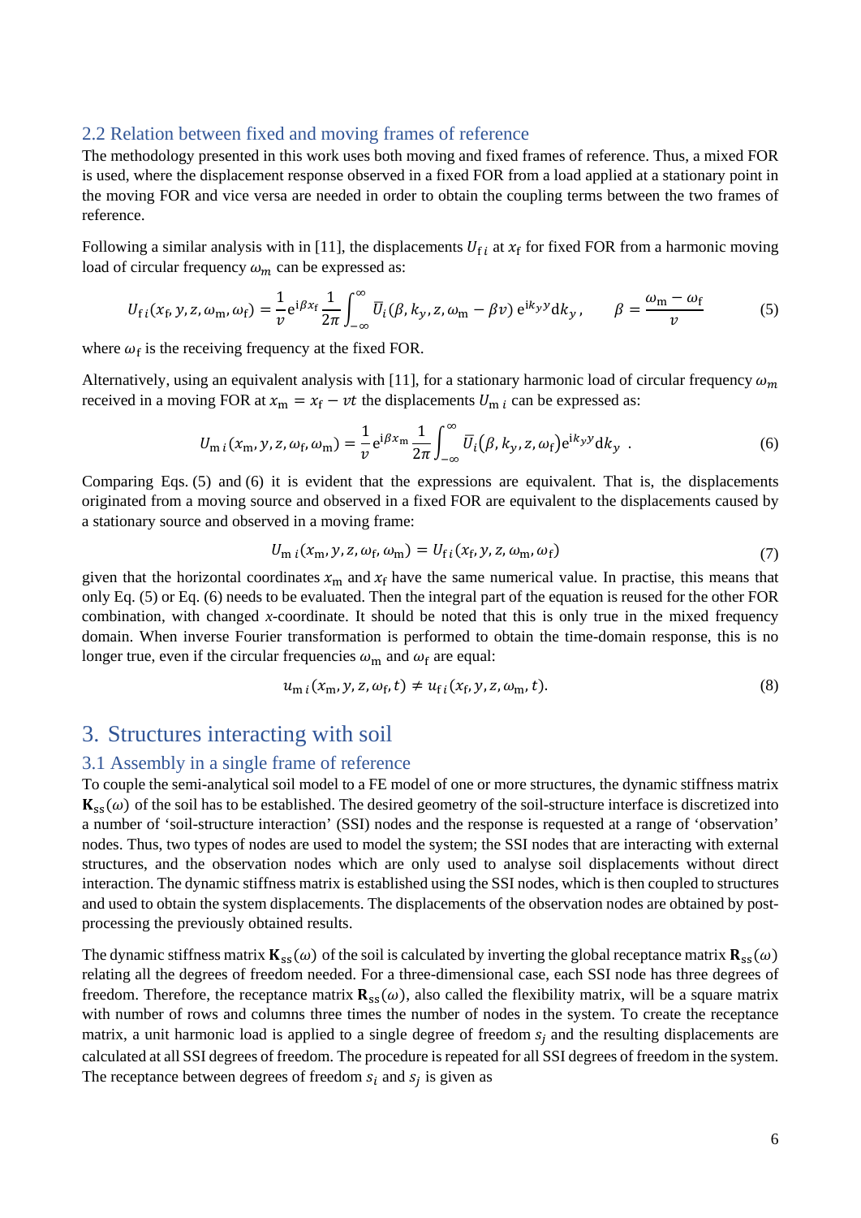### 2.2 Relation between fixed and moving frames of reference

The methodology presented in this work uses both moving and fixed frames of reference. Thus, a mixed FOR is used, where the displacement response observed in a fixed FOR from a load applied at a stationary point in the moving FOR and vice versa are needed in order to obtain the coupling terms between the two frames of reference.

Following a similar analysis with in [11], the displacements $U_{\mathrm{f}\,i}$ at $x_{\mathrm{f}}$ for fixed FOR from a harmonic moving load of circular frequency $\omega_m$ can be expressed as:

$$U_{\mathrm{f}\,i}(x_{\mathrm{f}}, y, z, \omega_{\mathrm{m}}, \omega_{\mathrm{f}}) = \frac{1}{v}\mathrm{e}^{\mathrm{i}\beta x_{\mathrm{f}}}\frac{1}{2\pi}\int_{-\infty}^{\infty}\bar{U}_i(\beta, k_y, z, \omega_{\mathrm{m}} - \beta v)\,\mathrm{e}^{\mathrm{i}k_y y}\mathrm{d}k_y\,, \qquad \beta = \frac{\omega_{\mathrm{m}} - \omega_{\mathrm{f}}}{v} \tag{5}$$

where $\omega_{\mathrm{f}}$ is the receiving frequency at the fixed FOR.

Alternatively, using an equivalent analysis with [11], for a stationary harmonic load of circular frequency $\omega_m$ received in a moving FOR at $x_{\mathrm{m}} = x_{\mathrm{f}} - vt$ the displacements $U_{\mathrm{m}\,i}$ can be expressed as:

$$U_{\mathrm{m}\,i}(x_{\mathrm{m}}, y, z, \omega_{\mathrm{f}}, \omega_{\mathrm{m}}) = \frac{1}{v}\mathrm{e}^{\mathrm{i}\beta x_{\mathrm{m}}}\frac{1}{2\pi}\int_{-\infty}^{\infty}\bar{U}_i(\beta, k_y, z, \omega_{\mathrm{f}})\mathrm{e}^{\mathrm{i}k_y y}\mathrm{d}k_y\ . \tag{6}$$

Comparing Eqs. (5) and (6) it is evident that the expressions are equivalent. That is, the displacements originated from a moving source and observed in a fixed FOR are equivalent to the displacements caused by a stationary source and observed in a moving frame:

$$U_{\mathrm{m}\,i}(x_{\mathrm{m}}, y, z, \omega_{\mathrm{f}}, \omega_{\mathrm{m}}) = U_{\mathrm{f}\,i}(x_{\mathrm{f}}, y, z, \omega_{\mathrm{m}}, \omega_{\mathrm{f}}) \tag{7}$$

given that the horizontal coordinates $x_{\mathrm{m}}$ and $x_{\mathrm{f}}$ have the same numerical value. In practise, this means that only Eq. (5) or Eq. (6) needs to be evaluated. Then the integral part of the equation is reused for the other FOR combination, with changed *x*-coordinate. It should be noted that this is only true in the mixed frequency domain. When inverse Fourier transformation is performed to obtain the time-domain response, this is no longer true, even if the circular frequencies $\omega_{\mathrm{m}}$ and $\omega_{\mathrm{f}}$ are equal:

$$u_{\mathrm{m}\,i}(x_{\mathrm{m}}, y, z, \omega_{\mathrm{f}}, t) \neq u_{\mathrm{f}\,i}(x_{\mathrm{f}}, y, z, \omega_{\mathrm{m}}, t). \tag{8}$$

## 3. Structures interacting with soil

### 3.1 Assembly in a single frame of reference

To couple the semi-analytical soil model to a FE model of one or more structures, the dynamic stiffness matrix $\mathbf{K}_{\mathrm{ss}}(\omega)$ of the soil has to be established. The desired geometry of the soil-structure interface is discretized into a number of 'soil-structure interaction' (SSI) nodes and the response is requested at a range of 'observation' nodes. Thus, two types of nodes are used to model the system; the SSI nodes that are interacting with external structures, and the observation nodes which are only used to analyse soil displacements without direct interaction. The dynamic stiffness matrix is established using the SSI nodes, which is then coupled to structures and used to obtain the system displacements. The displacements of the observation nodes are obtained by post-processing the previously obtained results.

The dynamic stiffness matrix $\mathbf{K}_{\mathrm{ss}}(\omega)$ of the soil is calculated by inverting the global receptance matrix $\mathbf{R}_{\mathrm{ss}}(\omega)$ relating all the degrees of freedom needed. For a three-dimensional case, each SSI node has three degrees of freedom. Therefore, the receptance matrix $\mathbf{R}_{\mathrm{ss}}(\omega)$, also called the flexibility matrix, will be a square matrix with number of rows and columns three times the number of nodes in the system. To create the receptance matrix, a unit harmonic load is applied to a single degree of freedom $s_j$ and the resulting displacements are calculated at all SSI degrees of freedom. The procedure is repeated for all SSI degrees of freedom in the system. The receptance between degrees of freedom $s_i$ and $s_j$ is given as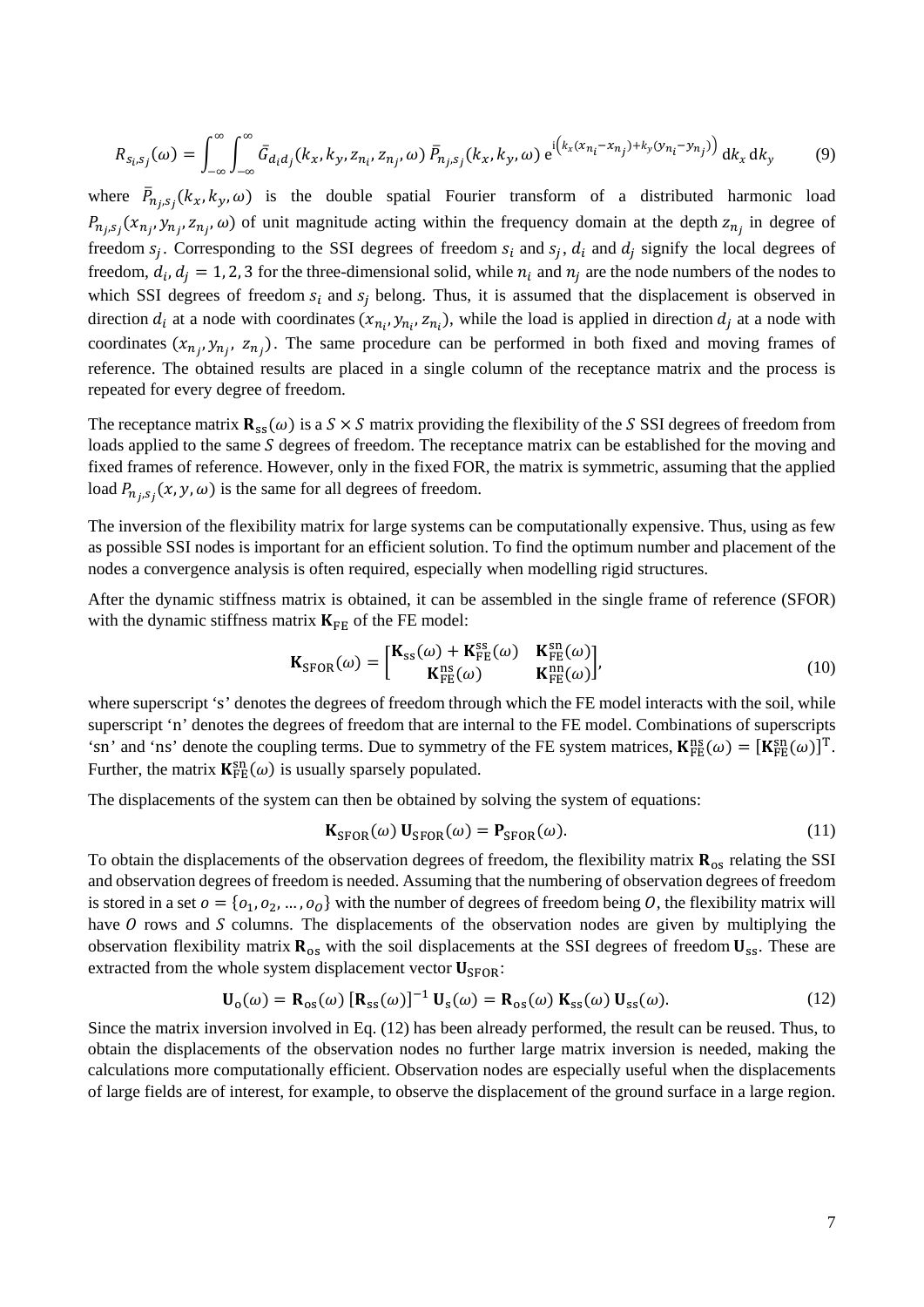$$R_{s_i,s_j}(\omega) = \int_{-\infty}^{\infty}\int_{-\infty}^{\infty} \bar{G}_{d_i d_j}(k_x, k_y, z_{n_i}, z_{n_j}, \omega)\, \bar{P}_{n_j,s_j}(k_x, k_y, \omega)\, \mathrm{e}^{\mathrm{i}\left(k_x(x_{n_i}-x_{n_j})+k_y(y_{n_i}-y_{n_j})\right)}\, \mathrm{d}k_x\, \mathrm{d}k_y \tag{9}$$

where $\bar{P}_{n_j,s_j}(k_x, k_y, \omega)$ is the double spatial Fourier transform of a distributed harmonic load $P_{n_j,s_j}(x_{n_j}, y_{n_j}, z_{n_j}, \omega)$ of unit magnitude acting within the frequency domain at the depth $z_{n_j}$ in degree of freedom $s_j$. Corresponding to the SSI degrees of freedom $s_i$ and $s_j$, $d_i$ and $d_j$ signify the local degrees of freedom, $d_i, d_j = 1, 2, 3$ for the three-dimensional solid, while $n_i$ and $n_j$ are the node numbers of the nodes to which SSI degrees of freedom $s_i$ and $s_j$ belong. Thus, it is assumed that the displacement is observed in direction $d_i$ at a node with coordinates $(x_{n_i}, y_{n_i}, z_{n_i})$, while the load is applied in direction $d_j$ at a node with coordinates $(x_{n_j}, y_{n_j}, z_{n_j})$. The same procedure can be performed in both fixed and moving frames of reference. The obtained results are placed in a single column of the receptance matrix and the process is repeated for every degree of freedom.

The receptance matrix $\mathbf{R}_{\mathrm{ss}}(\omega)$ is a $S \times S$ matrix providing the flexibility of the $S$ SSI degrees of freedom from loads applied to the same $S$ degrees of freedom. The receptance matrix can be established for the moving and fixed frames of reference. However, only in the fixed FOR, the matrix is symmetric, assuming that the applied load $P_{n_j,s_j}(x, y, \omega)$ is the same for all degrees of freedom.

The inversion of the flexibility matrix for large systems can be computationally expensive. Thus, using as few as possible SSI nodes is important for an efficient solution. To find the optimum number and placement of the nodes a convergence analysis is often required, especially when modelling rigid structures.

After the dynamic stiffness matrix is obtained, it can be assembled in the single frame of reference (SFOR) with the dynamic stiffness matrix $\mathbf{K}_{\mathrm{FE}}$ of the FE model:

$$\mathbf{K}_{\mathrm{SFOR}}(\omega) = \begin{bmatrix} \mathbf{K}_{\mathrm{ss}}(\omega) + \mathbf{K}_{\mathrm{FE}}^{\mathrm{ss}}(\omega) & \mathbf{K}_{\mathrm{FE}}^{\mathrm{sn}}(\omega) \\ \mathbf{K}_{\mathrm{FE}}^{\mathrm{ns}}(\omega) & \mathbf{K}_{\mathrm{FE}}^{\mathrm{nn}}(\omega) \end{bmatrix}, \tag{10}$$

where superscript 's' denotes the degrees of freedom through which the FE model interacts with the soil, while superscript 'n' denotes the degrees of freedom that are internal to the FE model. Combinations of superscripts 'sn' and 'ns' denote the coupling terms. Due to symmetry of the FE system matrices, $\mathbf{K}_{\mathrm{FE}}^{\mathrm{ns}}(\omega) = [\mathbf{K}_{\mathrm{FE}}^{\mathrm{sn}}(\omega)]^{\mathrm{T}}$. Further, the matrix $\mathbf{K}_{\mathrm{FE}}^{\mathrm{sn}}(\omega)$ is usually sparsely populated.

The displacements of the system can then be obtained by solving the system of equations:

$$\mathbf{K}_{\mathrm{SFOR}}(\omega)\, \mathbf{U}_{\mathrm{SFOR}}(\omega) = \mathbf{P}_{\mathrm{SFOR}}(\omega). \tag{11}$$

To obtain the displacements of the observation degrees of freedom, the flexibility matrix $\mathbf{R}_{\mathrm{os}}$ relating the SSI and observation degrees of freedom is needed. Assuming that the numbering of observation degrees of freedom is stored in a set $o = \{o_1, o_2, \ldots, o_O\}$ with the number of degrees of freedom being $O$, the flexibility matrix will have $O$ rows and $S$ columns. The displacements of the observation nodes are given by multiplying the observation flexibility matrix $\mathbf{R}_{\mathrm{os}}$ with the soil displacements at the SSI degrees of freedom $\mathbf{U}_{\mathrm{ss}}$. These are extracted from the whole system displacement vector $\mathbf{U}_{\mathrm{SFOR}}$:

$$\mathbf{U}_{\mathrm{o}}(\omega) = \mathbf{R}_{\mathrm{os}}(\omega)\, [\mathbf{R}_{\mathrm{ss}}(\omega)]^{-1}\, \mathbf{U}_{\mathrm{s}}(\omega) = \mathbf{R}_{\mathrm{os}}(\omega)\, \mathbf{K}_{\mathrm{ss}}(\omega)\, \mathbf{U}_{\mathrm{ss}}(\omega). \tag{12}$$

Since the matrix inversion involved in Eq. (12) has been already performed, the result can be reused. Thus, to obtain the displacements of the observation nodes no further large matrix inversion is needed, making the calculations more computationally efficient. Observation nodes are especially useful when the displacements of large fields are of interest, for example, to observe the displacement of the ground surface in a large region.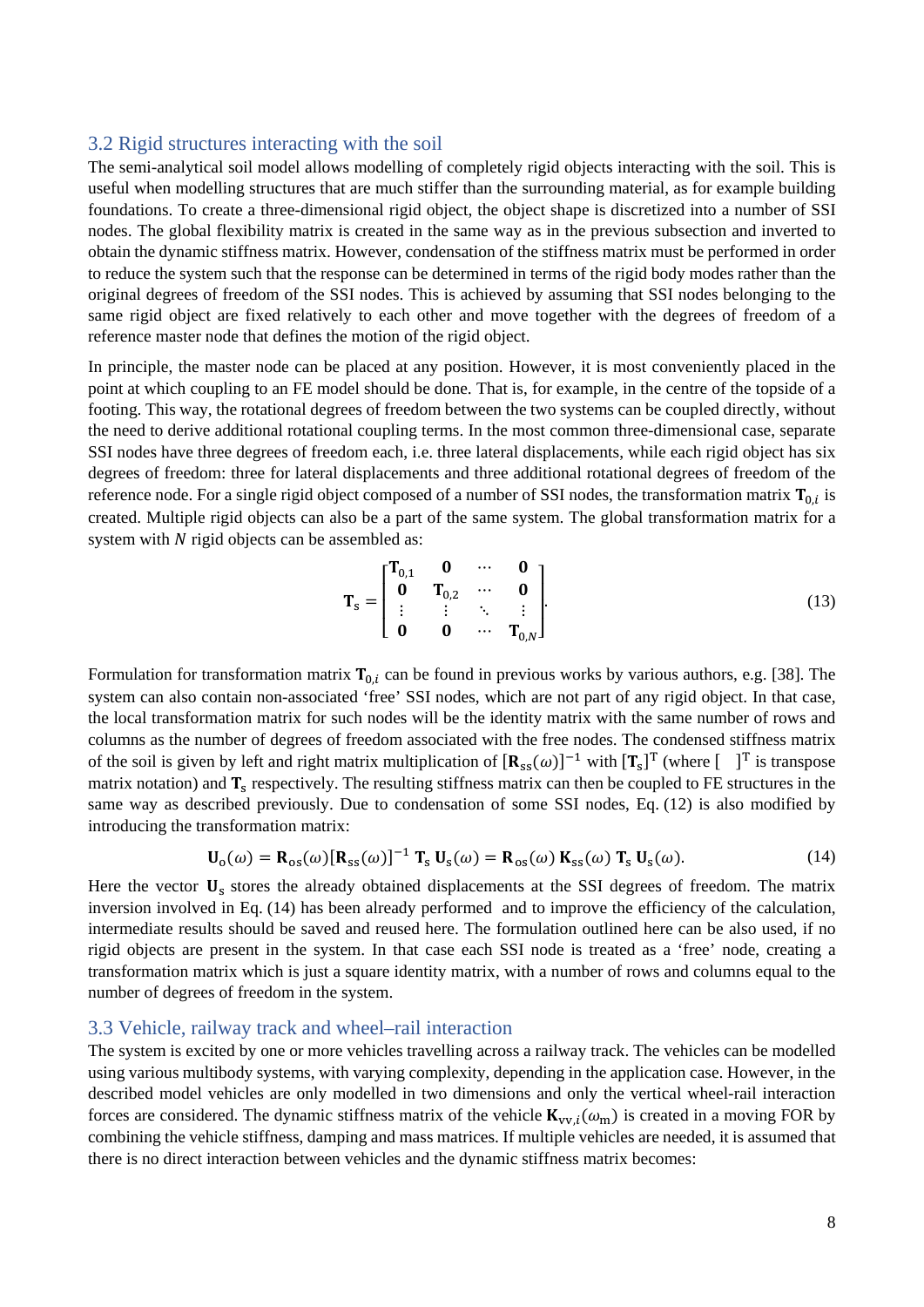### 3.2 Rigid structures interacting with the soil

The semi-analytical soil model allows modelling of completely rigid objects interacting with the soil. This is useful when modelling structures that are much stiffer than the surrounding material, as for example building foundations. To create a three-dimensional rigid object, the object shape is discretized into a number of SSI nodes. The global flexibility matrix is created in the same way as in the previous subsection and inverted to obtain the dynamic stiffness matrix. However, condensation of the stiffness matrix must be performed in order to reduce the system such that the response can be determined in terms of the rigid body modes rather than the original degrees of freedom of the SSI nodes. This is achieved by assuming that SSI nodes belonging to the same rigid object are fixed relatively to each other and move together with the degrees of freedom of a reference master node that defines the motion of the rigid object.

In principle, the master node can be placed at any position. However, it is most conveniently placed in the point at which coupling to an FE model should be done. That is, for example, in the centre of the topside of a footing. This way, the rotational degrees of freedom between the two systems can be coupled directly, without the need to derive additional rotational coupling terms. In the most common three-dimensional case, separate SSI nodes have three degrees of freedom each, i.e. three lateral displacements, while each rigid object has six degrees of freedom: three for lateral displacements and three additional rotational degrees of freedom of the reference node. For a single rigid object composed of a number of SSI nodes, the transformation matrix $\mathbf{T}_{0,i}$ is created. Multiple rigid objects can also be a part of the same system. The global transformation matrix for a system with $N$ rigid objects can be assembled as:

$$\mathbf{T}_{\mathrm{s}} = \begin{bmatrix} \mathbf{T}_{0,1} & \mathbf{0} & \cdots & \mathbf{0} \\ \mathbf{0} & \mathbf{T}_{0,2} & \cdots & \mathbf{0} \\ \vdots & \vdots & \ddots & \vdots \\ \mathbf{0} & \mathbf{0} & \cdots & \mathbf{T}_{0,N} \end{bmatrix}. \tag{13}$$

Formulation for transformation matrix $\mathbf{T}_{0,i}$ can be found in previous works by various authors, e.g. [38]. The system can also contain non-associated 'free' SSI nodes, which are not part of any rigid object. In that case, the local transformation matrix for such nodes will be the identity matrix with the same number of rows and columns as the number of degrees of freedom associated with the free nodes. The condensed stiffness matrix of the soil is given by left and right matrix multiplication of $[\mathbf{R}_{\mathrm{ss}}(\omega)]^{-1}$ with $[\mathbf{T}_{\mathrm{s}}]^{\mathrm{T}}$ (where $[\ \ ]^{\mathrm{T}}$ is transpose matrix notation) and $\mathbf{T}_{\mathrm{s}}$ respectively. The resulting stiffness matrix can then be coupled to FE structures in the same way as described previously. Due to condensation of some SSI nodes, Eq. (12) is also modified by introducing the transformation matrix:

$$\mathbf{U}_{\mathrm{o}}(\omega) = \mathbf{R}_{\mathrm{os}}(\omega)[\mathbf{R}_{\mathrm{ss}}(\omega)]^{-1}\, \mathbf{T}_{\mathrm{s}}\, \mathbf{U}_{\mathrm{s}}(\omega) = \mathbf{R}_{\mathrm{os}}(\omega)\, \mathbf{K}_{\mathrm{ss}}(\omega)\, \mathbf{T}_{\mathrm{s}}\, \mathbf{U}_{\mathrm{s}}(\omega). \tag{14}$$

Here the vector $\mathbf{U}_{\mathrm{s}}$ stores the already obtained displacements at the SSI degrees of freedom. The matrix inversion involved in Eq. (14) has been already performed and to improve the efficiency of the calculation, intermediate results should be saved and reused here. The formulation outlined here can be also used, if no rigid objects are present in the system. In that case each SSI node is treated as a 'free' node, creating a transformation matrix which is just a square identity matrix, with a number of rows and columns equal to the number of degrees of freedom in the system.

### 3.3 Vehicle, railway track and wheel–rail interaction

The system is excited by one or more vehicles travelling across a railway track. The vehicles can be modelled using various multibody systems, with varying complexity, depending in the application case. However, in the described model vehicles are only modelled in two dimensions and only the vertical wheel-rail interaction forces are considered. The dynamic stiffness matrix of the vehicle $\mathbf{K}_{\mathrm{vv},i}(\omega_{\mathrm{m}})$ is created in a moving FOR by combining the vehicle stiffness, damping and mass matrices. If multiple vehicles are needed, it is assumed that there is no direct interaction between vehicles and the dynamic stiffness matrix becomes: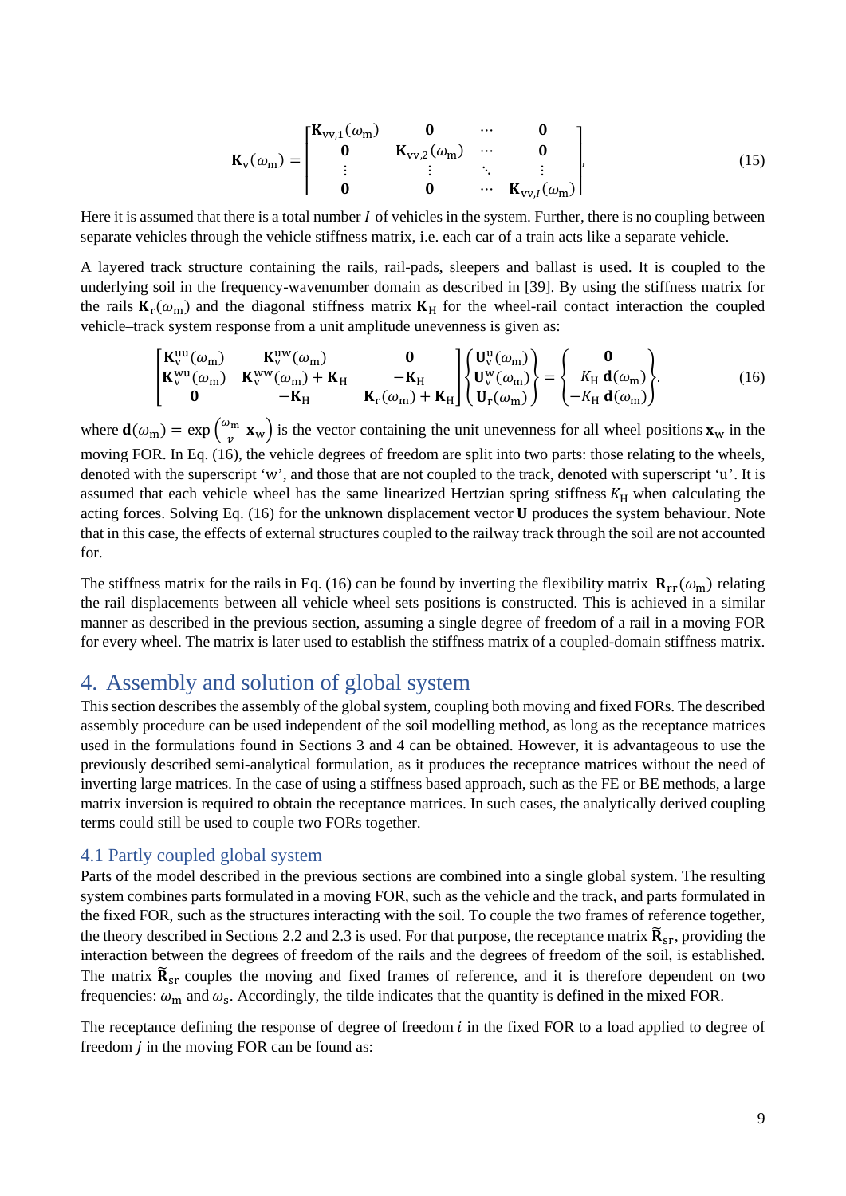$$\mathbf{K}_{\mathrm{v}}(\omega_{\mathrm{m}}) = \begin{bmatrix} \mathbf{K}_{\mathrm{vv},1}(\omega_{\mathrm{m}}) & \mathbf{0} & \cdots & \mathbf{0} \\ \mathbf{0} & \mathbf{K}_{\mathrm{vv},2}(\omega_{\mathrm{m}}) & \cdots & \mathbf{0} \\ \vdots & \vdots & \ddots & \vdots \\ \mathbf{0} & \mathbf{0} & \cdots & \mathbf{K}_{\mathrm{vv},I}(\omega_{\mathrm{m}}) \end{bmatrix}, \tag{15}$$

Here it is assumed that there is a total number $I$ of vehicles in the system. Further, there is no coupling between separate vehicles through the vehicle stiffness matrix, i.e. each car of a train acts like a separate vehicle.

A layered track structure containing the rails, rail-pads, sleepers and ballast is used. It is coupled to the underlying soil in the frequency-wavenumber domain as described in [39]. By using the stiffness matrix for the rails $\mathbf{K}_{\mathrm{r}}(\omega_{\mathrm{m}})$ and the diagonal stiffness matrix $\mathbf{K}_{\mathrm{H}}$ for the wheel-rail contact interaction the coupled vehicle–track system response from a unit amplitude unevenness is given as:

$$\begin{bmatrix} \mathbf{K}_{\mathrm{v}}^{\mathrm{uu}}(\omega_{\mathrm{m}}) & \mathbf{K}_{\mathrm{v}}^{\mathrm{uw}}(\omega_{\mathrm{m}}) & \mathbf{0} \\ \mathbf{K}_{\mathrm{v}}^{\mathrm{wu}}(\omega_{\mathrm{m}}) & \mathbf{K}_{\mathrm{v}}^{\mathrm{ww}}(\omega_{\mathrm{m}}) + \mathbf{K}_{\mathrm{H}} & -\mathbf{K}_{\mathrm{H}} \\ \mathbf{0} & -\mathbf{K}_{\mathrm{H}} & \mathbf{K}_{\mathrm{r}}(\omega_{\mathrm{m}}) + \mathbf{K}_{\mathrm{H}} \end{bmatrix} \begin{Bmatrix} \mathbf{U}_{\mathrm{v}}^{\mathrm{u}}(\omega_{\mathrm{m}}) \\ \mathbf{U}_{\mathrm{v}}^{\mathrm{w}}(\omega_{\mathrm{m}}) \\ \mathbf{U}_{\mathrm{r}}(\omega_{\mathrm{m}}) \end{Bmatrix} = \begin{Bmatrix} \mathbf{0} \\ K_{\mathrm{H}}\,\mathbf{d}(\omega_{\mathrm{m}}) \\ -K_{\mathrm{H}}\,\mathbf{d}(\omega_{\mathrm{m}}) \end{Bmatrix}. \tag{16}$$

where $\mathbf{d}(\omega_{\mathrm{m}}) = \exp\left(\frac{\omega_{\mathrm{m}}}{v}\,\mathbf{x}_{\mathrm{w}}\right)$ is the vector containing the unit unevenness for all wheel positions $\mathbf{x}_{\mathrm{w}}$ in the moving FOR. In Eq. (16), the vehicle degrees of freedom are split into two parts: those relating to the wheels, denoted with the superscript 'w', and those that are not coupled to the track, denoted with superscript 'u'. It is assumed that each vehicle wheel has the same linearized Hertzian spring stiffness $K_{\mathrm{H}}$ when calculating the acting forces. Solving Eq. (16) for the unknown displacement vector $\mathbf{U}$ produces the system behaviour. Note that in this case, the effects of external structures coupled to the railway track through the soil are not accounted for.

The stiffness matrix for the rails in Eq. (16) can be found by inverting the flexibility matrix $\mathbf{R}_{\mathrm{rr}}(\omega_{\mathrm{m}})$ relating the rail displacements between all vehicle wheel sets positions is constructed. This is achieved in a similar manner as described in the previous section, assuming a single degree of freedom of a rail in a moving FOR for every wheel. The matrix is later used to establish the stiffness matrix of a coupled-domain stiffness matrix.

# 4. Assembly and solution of global system

This section describes the assembly of the global system, coupling both moving and fixed FORs. The described assembly procedure can be used independent of the soil modelling method, as long as the receptance matrices used in the formulations found in Sections 3 and 4 can be obtained. However, it is advantageous to use the previously described semi-analytical formulation, as it produces the receptance matrices without the need of inverting large matrices. In the case of using a stiffness based approach, such as the FE or BE methods, a large matrix inversion is required to obtain the receptance matrices. In such cases, the analytically derived coupling terms could still be used to couple two FORs together.

## 4.1 Partly coupled global system

Parts of the model described in the previous sections are combined into a single global system. The resulting system combines parts formulated in a moving FOR, such as the vehicle and the track, and parts formulated in the fixed FOR, such as the structures interacting with the soil. To couple the two frames of reference together, the theory described in Sections 2.2 and 2.3 is used. For that purpose, the receptance matrix $\widetilde{\mathbf{R}}_{\mathrm{sr}}$, providing the interaction between the degrees of freedom of the rails and the degrees of freedom of the soil, is established. The matrix $\widetilde{\mathbf{R}}_{\mathrm{sr}}$ couples the moving and fixed frames of reference, and it is therefore dependent on two frequencies: $\omega_{\mathrm{m}}$ and $\omega_{\mathrm{s}}$. Accordingly, the tilde indicates that the quantity is defined in the mixed FOR.

The receptance defining the response of degree of freedom $i$ in the fixed FOR to a load applied to degree of freedom $j$ in the moving FOR can be found as: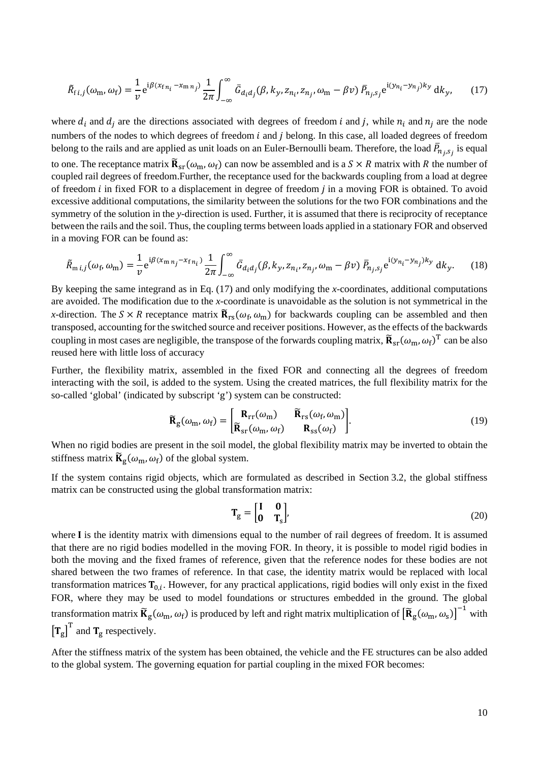$$\tilde{R}_{\mathrm{f}\,i,j}(\omega_{\mathrm{m}},\omega_{\mathrm{f}}) = \frac{1}{v}\mathrm{e}^{\mathrm{i}\beta(x_{\mathrm{f}\,n_i} - x_{\mathrm{m}\,n_j})}\,\frac{1}{2\pi}\int_{-\infty}^{\infty}\bar{G}_{d_i d_j}(\beta, k_y, z_{n_i}, z_{n_j}, \omega_{\mathrm{m}} - \beta v)\,\bar{P}_{n_j,s_j}\mathrm{e}^{\mathrm{i}(y_{n_i}-y_{n_j})k_y}\,\mathrm{d}k_y, \tag{17}$$

where $d_i$ and $d_j$ are the directions associated with degrees of freedom $i$ and $j$, while $n_i$ and $n_j$ are the node numbers of the nodes to which degrees of freedom $i$ and $j$ belong. In this case, all loaded degrees of freedom belong to the rails and are applied as unit loads on an Euler-Bernoulli beam. Therefore, the load $\bar{P}_{n_j,s_j}$ is equal to one. The receptance matrix $\widetilde{\mathbf{R}}_{\mathrm{sr}}(\omega_{\mathrm{m}},\omega_{\mathrm{f}})$ can now be assembled and is a $S \times R$ matrix with $R$ the number of coupled rail degrees of freedom.Further, the receptance used for the backwards coupling from a load at degree of freedom $i$ in fixed FOR to a displacement in degree of freedom $j$ in a moving FOR is obtained. To avoid excessive additional computations, the similarity between the solutions for the two FOR combinations and the symmetry of the solution in the *y*-direction is used. Further, it is assumed that there is reciprocity of receptance between the rails and the soil. Thus, the coupling terms between loads applied in a stationary FOR and observed in a moving FOR can be found as:

$$\tilde{R}_{\mathrm{m}\,i,j}(\omega_{\mathrm{f}},\omega_{\mathrm{m}}) = \frac{1}{v}\mathrm{e}^{\mathrm{i}\beta(x_{\mathrm{m}\,n_j} - x_{\mathrm{f}\,n_i})}\,\frac{1}{2\pi}\int_{-\infty}^{\infty}\bar{G}_{d_i d_j}(\beta, k_y, z_{n_i}, z_{n_j}, \omega_{\mathrm{m}} - \beta v)\,\bar{P}_{n_j,s_j}\mathrm{e}^{\mathrm{i}(y_{n_i}-y_{n_j})k_y}\,\mathrm{d}k_y. \tag{18}$$

By keeping the same integrand as in Eq. (17) and only modifying the *x*-coordinates, additional computations are avoided. The modification due to the *x*-coordinate is unavoidable as the solution is not symmetrical in the *x*-direction. The $S \times R$ receptance matrix $\widetilde{\mathbf{R}}_{\mathrm{rs}}(\omega_{\mathrm{f}},\omega_{\mathrm{m}})$ for backwards coupling can be assembled and then transposed, accounting for the switched source and receiver positions. However, as the effects of the backwards coupling in most cases are negligible, the transpose of the forwards coupling matrix, $\widetilde{\mathbf{R}}_{\mathrm{sr}}(\omega_{\mathrm{m}},\omega_{\mathrm{f}})^{\mathrm{T}}$ can be also reused here with little loss of accuracy

Further, the flexibility matrix, assembled in the fixed FOR and connecting all the degrees of freedom interacting with the soil, is added to the system. Using the created matrices, the full flexibility matrix for the so-called 'global' (indicated by subscript 'g') system can be constructed:

$$\widetilde{\mathbf{R}}_{\mathrm{g}}(\omega_{\mathrm{m}},\omega_{\mathrm{f}}) = \begin{bmatrix} \mathbf{R}_{\mathrm{rr}}(\omega_{\mathrm{m}}) & \widetilde{\mathbf{R}}_{\mathrm{rs}}(\omega_{\mathrm{f}},\omega_{\mathrm{m}}) \\ \widetilde{\mathbf{R}}_{\mathrm{sr}}(\omega_{\mathrm{m}},\omega_{\mathrm{f}}) & \mathbf{R}_{\mathrm{ss}}(\omega_{\mathrm{f}}) \end{bmatrix}. \tag{19}$$

When no rigid bodies are present in the soil model, the global flexibility matrix may be inverted to obtain the stiffness matrix $\widetilde{\mathbf{K}}_{\mathrm{g}}(\omega_{\mathrm{m}},\omega_{\mathrm{f}})$ of the global system.

If the system contains rigid objects, which are formulated as described in Section 3.2, the global stiffness matrix can be constructed using the global transformation matrix:

$$\mathbf{T}_{\mathrm{g}} = \begin{bmatrix} \mathbf{I} & \mathbf{0} \\ \mathbf{0} & \mathbf{T}_{\mathrm{s}} \end{bmatrix}, \tag{20}$$

where $\mathbf{I}$ is the identity matrix with dimensions equal to the number of rail degrees of freedom. It is assumed that there are no rigid bodies modelled in the moving FOR. In theory, it is possible to model rigid bodies in both the moving and the fixed frames of reference, given that the reference nodes for these bodies are not shared between the two frames of reference. In that case, the identity matrix would be replaced with local transformation matrices $\mathbf{T}_{0,i}$. However, for any practical applications, rigid bodies will only exist in the fixed FOR, where they may be used to model foundations or structures embedded in the ground. The global transformation matrix $\widetilde{\mathbf{K}}_{\mathrm{g}}(\omega_{\mathrm{m}},\omega_{\mathrm{f}})$ is produced by left and right matrix multiplication of $\left[\widetilde{\mathbf{R}}_{\mathrm{g}}(\omega_{\mathrm{m}},\omega_{\mathrm{s}})\right]^{-1}$ with $\left[\mathbf{T}_{\mathrm{g}}\right]^{\mathrm{T}}$ and $\mathbf{T}_{\mathrm{g}}$ respectively.

After the stiffness matrix of the system has been obtained, the vehicle and the FE structures can be also added to the global system. The governing equation for partial coupling in the mixed FOR becomes: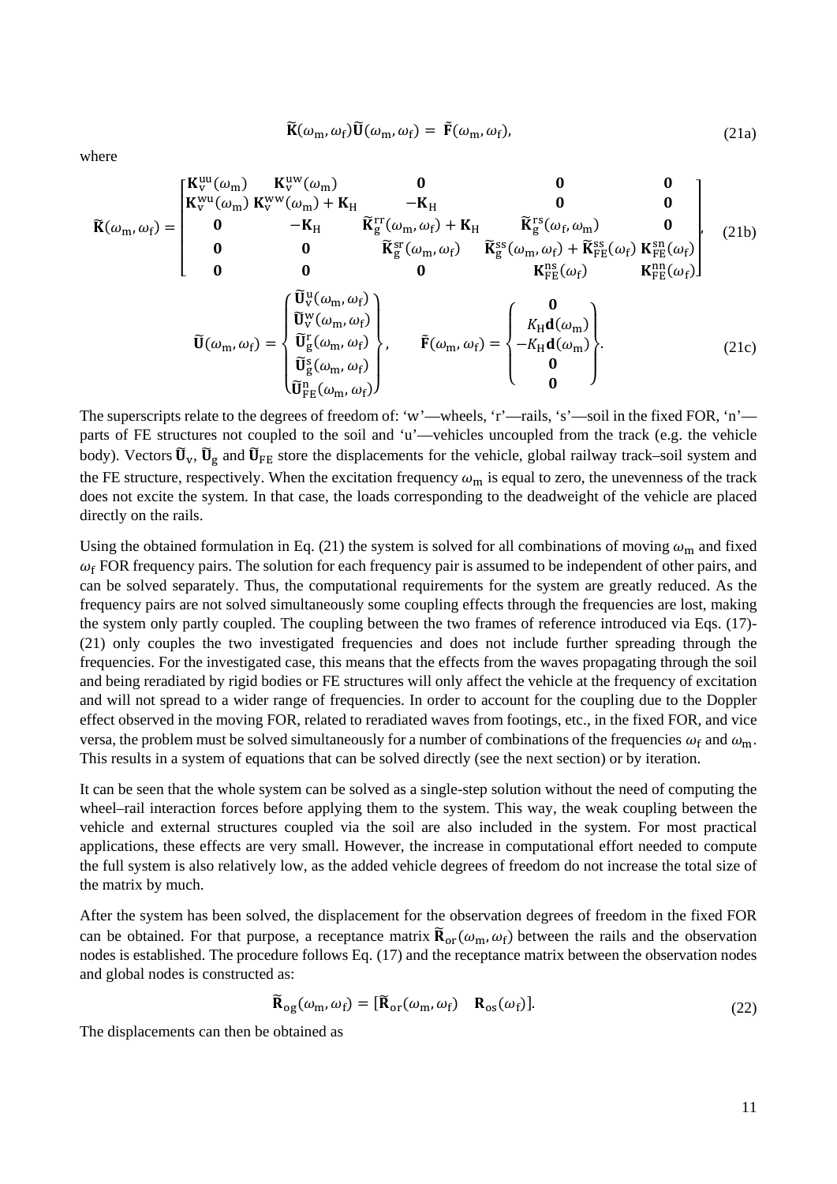$$\tilde{\mathbf{K}}(\omega_\mathrm{m},\omega_\mathrm{f})\tilde{\mathbf{U}}(\omega_\mathrm{m},\omega_\mathrm{f}) = \tilde{\mathbf{F}}(\omega_\mathrm{m},\omega_\mathrm{f}), \tag{21a}$$

where

$$\tilde{\mathbf{K}}(\omega_\mathrm{m},\omega_\mathrm{f}) = \begin{bmatrix} \mathbf{K}_\mathrm{v}^\mathrm{uu}(\omega_\mathrm{m}) & \mathbf{K}_\mathrm{v}^\mathrm{uw}(\omega_\mathrm{m}) & \mathbf{0} & \mathbf{0} & \mathbf{0} \\ \mathbf{K}_\mathrm{v}^\mathrm{wu}(\omega_\mathrm{m}) & \mathbf{K}_\mathrm{v}^\mathrm{ww}(\omega_\mathrm{m}) + \mathbf{K}_\mathrm{H} & -\mathbf{K}_\mathrm{H} & \mathbf{0} & \mathbf{0} \\ \mathbf{0} & -\mathbf{K}_\mathrm{H} & \tilde{\mathbf{K}}_\mathrm{g}^\mathrm{rr}(\omega_\mathrm{m},\omega_\mathrm{f}) + \mathbf{K}_\mathrm{H} & \tilde{\mathbf{K}}_\mathrm{g}^\mathrm{rs}(\omega_\mathrm{f},\omega_\mathrm{m}) & \mathbf{0} \\ \mathbf{0} & \mathbf{0} & \tilde{\mathbf{K}}_\mathrm{g}^\mathrm{sr}(\omega_\mathrm{m},\omega_\mathrm{f}) & \tilde{\mathbf{K}}_\mathrm{g}^\mathrm{ss}(\omega_\mathrm{m},\omega_\mathrm{f}) + \tilde{\mathbf{K}}_\mathrm{FE}^\mathrm{ss}(\omega_\mathrm{f}) & \mathbf{K}_\mathrm{FE}^\mathrm{sn}(\omega_\mathrm{f}) \\ \mathbf{0} & \mathbf{0} & \mathbf{0} & \mathbf{K}_\mathrm{FE}^\mathrm{ns}(\omega_\mathrm{f}) & \mathbf{K}_\mathrm{FE}^\mathrm{nn}(\omega_\mathrm{f}) \end{bmatrix}, \tag{21b}$$

$$\tilde{\mathbf{U}}(\omega_\mathrm{m},\omega_\mathrm{f}) = \begin{Bmatrix} \tilde{\mathbf{U}}_\mathrm{v}^\mathrm{u}(\omega_\mathrm{m},\omega_\mathrm{f}) \\ \tilde{\mathbf{U}}_\mathrm{v}^\mathrm{w}(\omega_\mathrm{m},\omega_\mathrm{f}) \\ \tilde{\mathbf{U}}_\mathrm{g}^\mathrm{r}(\omega_\mathrm{m},\omega_\mathrm{f}) \\ \tilde{\mathbf{U}}_\mathrm{g}^\mathrm{s}(\omega_\mathrm{m},\omega_\mathrm{f}) \\ \tilde{\mathbf{U}}_\mathrm{FE}^\mathrm{n}(\omega_\mathrm{m},\omega_\mathrm{f}) \end{Bmatrix}, \qquad \tilde{\mathbf{F}}(\omega_\mathrm{m},\omega_\mathrm{f}) = \begin{Bmatrix} \mathbf{0} \\ K_\mathrm{H}\mathbf{d}(\omega_\mathrm{m}) \\ -K_\mathrm{H}\mathbf{d}(\omega_\mathrm{m}) \\ \mathbf{0} \\ \mathbf{0} \end{Bmatrix}. \tag{21c}$$

The superscripts relate to the degrees of freedom of: 'w'—wheels, 'r'—rails, 's'—soil in the fixed FOR, 'n'—parts of FE structures not coupled to the soil and 'u'—vehicles uncoupled from the track (e.g. the vehicle body). Vectors $\tilde{\mathbf{U}}_\mathrm{v}$, $\tilde{\mathbf{U}}_\mathrm{g}$ and $\tilde{\mathbf{U}}_\mathrm{FE}$ store the displacements for the vehicle, global railway track–soil system and the FE structure, respectively. When the excitation frequency $\omega_\mathrm{m}$ is equal to zero, the unevenness of the track does not excite the system. In that case, the loads corresponding to the deadweight of the vehicle are placed directly on the rails.

Using the obtained formulation in Eq. (21) the system is solved for all combinations of moving $\omega_\mathrm{m}$ and fixed $\omega_\mathrm{f}$ FOR frequency pairs. The solution for each frequency pair is assumed to be independent of other pairs, and can be solved separately. Thus, the computational requirements for the system are greatly reduced. As the frequency pairs are not solved simultaneously some coupling effects through the frequencies are lost, making the system only partly coupled. The coupling between the two frames of reference introduced via Eqs. (17)-(21) only couples the two investigated frequencies and does not include further spreading through the frequencies. For the investigated case, this means that the effects from the waves propagating through the soil and being reradiated by rigid bodies or FE structures will only affect the vehicle at the frequency of excitation and will not spread to a wider range of frequencies. In order to account for the coupling due to the Doppler effect observed in the moving FOR, related to reradiated waves from footings, etc., in the fixed FOR, and vice versa, the problem must be solved simultaneously for a number of combinations of the frequencies $\omega_\mathrm{f}$ and $\omega_\mathrm{m}$. This results in a system of equations that can be solved directly (see the next section) or by iteration.

It can be seen that the whole system can be solved as a single-step solution without the need of computing the wheel–rail interaction forces before applying them to the system. This way, the weak coupling between the vehicle and external structures coupled via the soil are also included in the system. For most practical applications, these effects are very small. However, the increase in computational effort needed to compute the full system is also relatively low, as the added vehicle degrees of freedom do not increase the total size of the matrix by much.

After the system has been solved, the displacement for the observation degrees of freedom in the fixed FOR can be obtained. For that purpose, a receptance matrix $\tilde{\mathbf{R}}_\mathrm{or}(\omega_\mathrm{m},\omega_\mathrm{f})$ between the rails and the observation nodes is established. The procedure follows Eq. (17) and the receptance matrix between the observation nodes and global nodes is constructed as:

$$\tilde{\mathbf{R}}_\mathrm{og}(\omega_\mathrm{m},\omega_\mathrm{f}) = [\tilde{\mathbf{R}}_\mathrm{or}(\omega_\mathrm{m},\omega_\mathrm{f}) \quad \mathbf{R}_\mathrm{os}(\omega_\mathrm{f})]. \tag{22}$$

The displacements can then be obtained as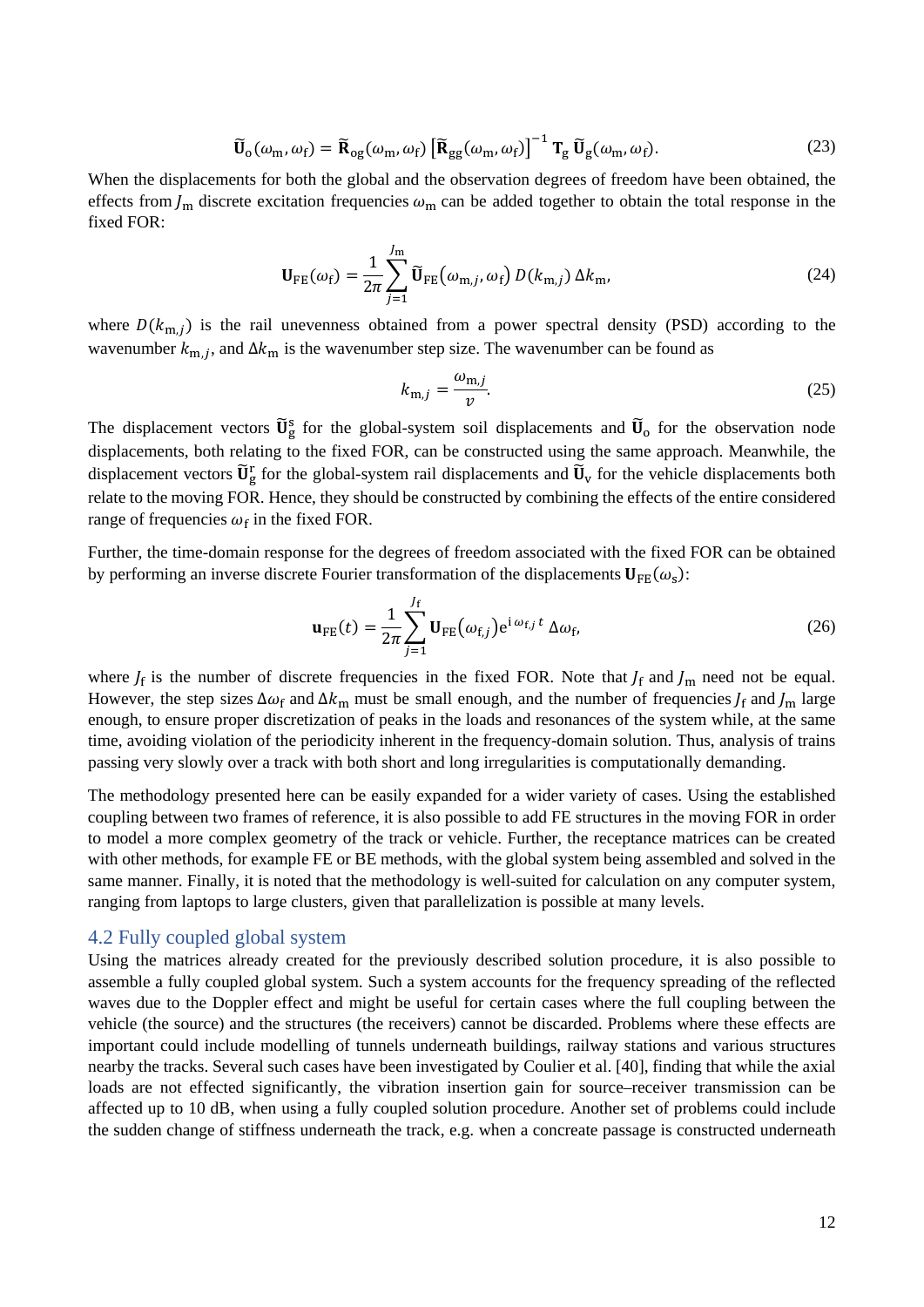$$\tilde{\mathbf{U}}_{\mathrm{o}}(\omega_{\mathrm{m}}, \omega_{\mathrm{f}}) = \tilde{\mathbf{R}}_{\mathrm{og}}(\omega_{\mathrm{m}}, \omega_{\mathrm{f}}) \left[\tilde{\mathbf{R}}_{\mathrm{gg}}(\omega_{\mathrm{m}}, \omega_{\mathrm{f}})\right]^{-1} \mathbf{T}_{\mathrm{g}}\, \tilde{\mathbf{U}}_{\mathrm{g}}(\omega_{\mathrm{m}}, \omega_{\mathrm{f}}). \tag{23}$$

When the displacements for both the global and the observation degrees of freedom have been obtained, the effects from $J_{\mathrm{m}}$ discrete excitation frequencies $\omega_{\mathrm{m}}$ can be added together to obtain the total response in the fixed FOR:

$$\mathbf{U}_{\mathrm{FE}}(\omega_{\mathrm{f}}) = \frac{1}{2\pi} \sum_{j=1}^{J_{\mathrm{m}}} \tilde{\mathbf{U}}_{\mathrm{FE}}\left(\omega_{\mathrm{m},j}, \omega_{\mathrm{f}}\right) D(k_{\mathrm{m},j})\, \Delta k_{\mathrm{m}}, \tag{24}$$

where $D(k_{\mathrm{m},j})$ is the rail unevenness obtained from a power spectral density (PSD) according to the wavenumber $k_{\mathrm{m},j}$, and $\Delta k_{\mathrm{m}}$ is the wavenumber step size. The wavenumber can be found as

$$k_{\mathrm{m},j} = \frac{\omega_{\mathrm{m},j}}{v}. \tag{25}$$

The displacement vectors $\tilde{\mathbf{U}}_{\mathrm{g}}^{\mathrm{s}}$ for the global-system soil displacements and $\tilde{\mathbf{U}}_{\mathrm{o}}$ for the observation node displacements, both relating to the fixed FOR, can be constructed using the same approach. Meanwhile, the displacement vectors $\tilde{\mathbf{U}}_{\mathrm{g}}^{\mathrm{r}}$ for the global-system rail displacements and $\tilde{\mathbf{U}}_{\mathrm{v}}$ for the vehicle displacements both relate to the moving FOR. Hence, they should be constructed by combining the effects of the entire considered range of frequencies $\omega_{\mathrm{f}}$ in the fixed FOR.

Further, the time-domain response for the degrees of freedom associated with the fixed FOR can be obtained by performing an inverse discrete Fourier transformation of the displacements $\mathbf{U}_{\mathrm{FE}}(\omega_{\mathrm{s}})$:

$$\mathbf{u}_{\mathrm{FE}}(t) = \frac{1}{2\pi} \sum_{j=1}^{J_{\mathrm{f}}} \mathbf{U}_{\mathrm{FE}}\left(\omega_{\mathrm{f},j}\right) \mathrm{e}^{\mathrm{i}\,\omega_{\mathrm{f},j}\,t}\, \Delta\omega_{\mathrm{f}}, \tag{26}$$

where $J_{\mathrm{f}}$ is the number of discrete frequencies in the fixed FOR. Note that $J_{\mathrm{f}}$ and $J_{\mathrm{m}}$ need not be equal. However, the step sizes $\Delta\omega_{\mathrm{f}}$ and $\Delta k_{\mathrm{m}}$ must be small enough, and the number of frequencies $J_{\mathrm{f}}$ and $J_{\mathrm{m}}$ large enough, to ensure proper discretization of peaks in the loads and resonances of the system while, at the same time, avoiding violation of the periodicity inherent in the frequency-domain solution. Thus, analysis of trains passing very slowly over a track with both short and long irregularities is computationally demanding.

The methodology presented here can be easily expanded for a wider variety of cases. Using the established coupling between two frames of reference, it is also possible to add FE structures in the moving FOR in order to model a more complex geometry of the track or vehicle. Further, the receptance matrices can be created with other methods, for example FE or BE methods, with the global system being assembled and solved in the same manner. Finally, it is noted that the methodology is well-suited for calculation on any computer system, ranging from laptops to large clusters, given that parallelization is possible at many levels.

## 4.2 Fully coupled global system

Using the matrices already created for the previously described solution procedure, it is also possible to assemble a fully coupled global system. Such a system accounts for the frequency spreading of the reflected waves due to the Doppler effect and might be useful for certain cases where the full coupling between the vehicle (the source) and the structures (the receivers) cannot be discarded. Problems where these effects are important could include modelling of tunnels underneath buildings, railway stations and various structures nearby the tracks. Several such cases have been investigated by Coulier et al. [40], finding that while the axial loads are not effected significantly, the vibration insertion gain for source–receiver transmission can be affected up to 10 dB, when using a fully coupled solution procedure. Another set of problems could include the sudden change of stiffness underneath the track, e.g. when a concreate passage is constructed underneath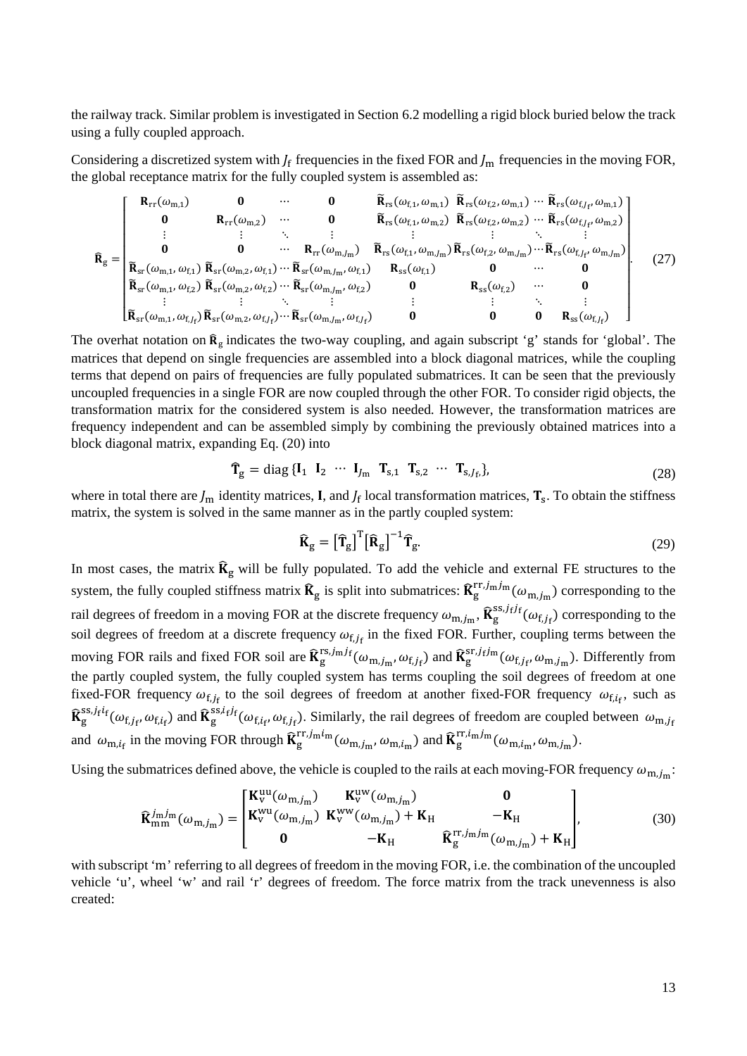the railway track. Similar problem is investigated in Section 6.2 modelling a rigid block buried below the track using a fully coupled approach.

Considering a discretized system with $J_\mathrm{f}$ frequencies in the fixed FOR and $J_\mathrm{m}$ frequencies in the moving FOR, the global receptance matrix for the fully coupled system is assembled as:

$$\widehat{\mathbf{R}}_\mathrm{g} = \begin{bmatrix} \mathbf{R}_\mathrm{rr}(\omega_{\mathrm{m},1}) & \mathbf{0} & \cdots & \mathbf{0} & \widetilde{\mathbf{R}}_\mathrm{rs}(\omega_{\mathrm{f},1},\omega_{\mathrm{m},1}) & \widetilde{\mathbf{R}}_\mathrm{rs}(\omega_{\mathrm{f},2},\omega_{\mathrm{m},1}) & \cdots & \widetilde{\mathbf{R}}_\mathrm{rs}(\omega_{\mathrm{f},J_\mathrm{f}},\omega_{\mathrm{m},1}) \\ \mathbf{0} & \mathbf{R}_\mathrm{rr}(\omega_{\mathrm{m},2}) & \cdots & \mathbf{0} & \widetilde{\mathbf{R}}_\mathrm{rs}(\omega_{\mathrm{f},1},\omega_{\mathrm{m},2}) & \widetilde{\mathbf{R}}_\mathrm{rs}(\omega_{\mathrm{f},2},\omega_{\mathrm{m},2}) & \cdots & \widetilde{\mathbf{R}}_\mathrm{rs}(\omega_{\mathrm{f},J_\mathrm{f}},\omega_{\mathrm{m},2}) \\ \vdots & \vdots & \ddots & \vdots & \vdots & \vdots & \ddots & \vdots \\ \mathbf{0} & \mathbf{0} & \cdots & \mathbf{R}_\mathrm{rr}(\omega_{\mathrm{m},J_\mathrm{m}}) & \widetilde{\mathbf{R}}_\mathrm{rs}(\omega_{\mathrm{f},1},\omega_{\mathrm{m},J_\mathrm{m}}) & \widetilde{\mathbf{R}}_\mathrm{rs}(\omega_{\mathrm{f},2},\omega_{\mathrm{m},J_\mathrm{m}}) & \cdots & \widetilde{\mathbf{R}}_\mathrm{rs}(\omega_{\mathrm{f},J_\mathrm{f}},\omega_{\mathrm{m},J_\mathrm{m}}) \\ \widetilde{\mathbf{R}}_\mathrm{sr}(\omega_{\mathrm{m},1},\omega_{\mathrm{f},1}) & \widetilde{\mathbf{R}}_\mathrm{sr}(\omega_{\mathrm{m},2},\omega_{\mathrm{f},1}) & \cdots & \widetilde{\mathbf{R}}_\mathrm{sr}(\omega_{\mathrm{m},J_\mathrm{m}},\omega_{\mathrm{f},1}) & \mathbf{R}_\mathrm{ss}(\omega_{\mathrm{f},1}) & \mathbf{0} & \cdots & \mathbf{0} \\ \widetilde{\mathbf{R}}_\mathrm{sr}(\omega_{\mathrm{m},1},\omega_{\mathrm{f},2}) & \widetilde{\mathbf{R}}_\mathrm{sr}(\omega_{\mathrm{m},2},\omega_{\mathrm{f},2}) & \cdots & \widetilde{\mathbf{R}}_\mathrm{sr}(\omega_{\mathrm{m},J_\mathrm{m}},\omega_{\mathrm{f},2}) & \mathbf{0} & \mathbf{R}_\mathrm{ss}(\omega_{\mathrm{f},2}) & \cdots & \mathbf{0} \\ \vdots & \vdots & \ddots & \vdots & \vdots & \vdots & \ddots & \vdots \\ \widetilde{\mathbf{R}}_\mathrm{sr}(\omega_{\mathrm{m},1},\omega_{\mathrm{f},J_\mathrm{f}}) & \widetilde{\mathbf{R}}_\mathrm{sr}(\omega_{\mathrm{m},2},\omega_{\mathrm{f},J_\mathrm{f}}) & \cdots & \widetilde{\mathbf{R}}_\mathrm{sr}(\omega_{\mathrm{m},J_\mathrm{m}},\omega_{\mathrm{f},J_\mathrm{f}}) & \mathbf{0} & \mathbf{0} & \mathbf{0} & \mathbf{R}_\mathrm{ss}(\omega_{\mathrm{f},J_\mathrm{f}}) \end{bmatrix}. \tag{27}$$

The overhat notation on $\widehat{\mathbf{R}}_\mathrm{g}$ indicates the two-way coupling, and again subscript 'g' stands for 'global'. The matrices that depend on single frequencies are assembled into a block diagonal matrices, while the coupling terms that depend on pairs of frequencies are fully populated submatrices. It can be seen that the previously uncoupled frequencies in a single FOR are now coupled through the other FOR. To consider rigid objects, the transformation matrix for the considered system is also needed. However, the transformation matrices are frequency independent and can be assembled simply by combining the previously obtained matrices into a block diagonal matrix, expanding Eq. (20) into

$$\widehat{\mathbf{T}}_\mathrm{g} = \mathrm{diag}\,\{\mathbf{I}_1 \;\; \mathbf{I}_2 \;\; \cdots \;\; \mathbf{I}_{J_\mathrm{m}} \;\; \mathbf{T}_{\mathrm{s},1} \;\; \mathbf{T}_{\mathrm{s},2} \;\; \cdots \;\; \mathbf{T}_{\mathrm{s},J_\mathrm{f}}\}, \tag{28}$$

where in total there are $J_\mathrm{m}$ identity matrices, $\mathbf{I}$, and $J_\mathrm{f}$ local transformation matrices, $\mathbf{T}_\mathrm{s}$. To obtain the stiffness matrix, the system is solved in the same manner as in the partly coupled system:

$$\widehat{\mathbf{K}}_\mathrm{g} = \left[\widehat{\mathbf{T}}_\mathrm{g}\right]^\mathrm{T}\left[\widehat{\mathbf{R}}_\mathrm{g}\right]^{-1}\widehat{\mathbf{T}}_\mathrm{g}. \tag{29}$$

In most cases, the matrix $\widehat{\mathbf{K}}_\mathrm{g}$ will be fully populated. To add the vehicle and external FE structures to the system, the fully coupled stiffness matrix $\widehat{\mathbf{K}}_\mathrm{g}$ is split into submatrices: $\widehat{\mathbf{K}}_\mathrm{g}^{\mathrm{rr},j_\mathrm{m}j_\mathrm{m}}(\omega_{\mathrm{m},j_\mathrm{m}})$ corresponding to the rail degrees of freedom in a moving FOR at the discrete frequency $\omega_{\mathrm{m},j_\mathrm{m}}$, $\widehat{\mathbf{K}}_\mathrm{g}^{\mathrm{ss},j_\mathrm{f}j_\mathrm{f}}(\omega_{\mathrm{f},j_\mathrm{f}})$ corresponding to the soil degrees of freedom at a discrete frequency $\omega_{\mathrm{f},j_\mathrm{f}}$ in the fixed FOR. Further, coupling terms between the moving FOR rails and fixed FOR soil are $\widehat{\mathbf{K}}_\mathrm{g}^{\mathrm{rs},j_\mathrm{m}j_\mathrm{f}}(\omega_{\mathrm{m},j_\mathrm{m}},\omega_{\mathrm{f},j_\mathrm{f}})$ and $\widehat{\mathbf{K}}_\mathrm{g}^{\mathrm{sr},j_\mathrm{f}j_\mathrm{m}}(\omega_{\mathrm{f},j_\mathrm{f}},\omega_{\mathrm{m},j_\mathrm{m}})$. Differently from the partly coupled system, the fully coupled system has terms coupling the soil degrees of freedom at one fixed-FOR frequency $\omega_{\mathrm{f},j_\mathrm{f}}$ to the soil degrees of freedom at another fixed-FOR frequency $\omega_{\mathrm{f},i_\mathrm{f}}$, such as $\widehat{\mathbf{K}}_\mathrm{g}^{\mathrm{ss},j_\mathrm{f}i_\mathrm{f}}(\omega_{\mathrm{f},j_\mathrm{f}},\omega_{\mathrm{f},i_\mathrm{f}})$ and $\widehat{\mathbf{K}}_\mathrm{g}^{\mathrm{ss},i_\mathrm{f}j_\mathrm{f}}(\omega_{\mathrm{f},i_\mathrm{f}},\omega_{\mathrm{f},j_\mathrm{f}})$. Similarly, the rail degrees of freedom are coupled between $\omega_{\mathrm{m},j_\mathrm{f}}$ and $\omega_{\mathrm{m},i_\mathrm{f}}$ in the moving FOR through $\widehat{\mathbf{K}}_\mathrm{g}^{\mathrm{rr},j_\mathrm{m}i_\mathrm{m}}(\omega_{\mathrm{m},j_\mathrm{m}},\omega_{\mathrm{m},i_\mathrm{m}})$ and $\widehat{\mathbf{K}}_\mathrm{g}^{\mathrm{rr},i_\mathrm{m}j_\mathrm{m}}(\omega_{\mathrm{m},i_\mathrm{m}},\omega_{\mathrm{m},j_\mathrm{m}})$.

Using the submatrices defined above, the vehicle is coupled to the rails at each moving-FOR frequency $\omega_{\mathrm{m},j_\mathrm{m}}$:

$$\widehat{\mathbf{K}}_\mathrm{mm}^{j_\mathrm{m}j_\mathrm{m}}(\omega_{\mathrm{m},j_\mathrm{m}}) = \begin{bmatrix} \mathbf{K}_\mathrm{v}^\mathrm{uu}(\omega_{\mathrm{m},j_\mathrm{m}}) & \mathbf{K}_\mathrm{v}^\mathrm{uw}(\omega_{\mathrm{m},j_\mathrm{m}}) & \mathbf{0} \\ \mathbf{K}_\mathrm{v}^\mathrm{wu}(\omega_{\mathrm{m},j_\mathrm{m}}) & \mathbf{K}_\mathrm{v}^\mathrm{ww}(\omega_{\mathrm{m},j_\mathrm{m}}) + \mathbf{K}_\mathrm{H} & -\mathbf{K}_\mathrm{H} \\ \mathbf{0} & -\mathbf{K}_\mathrm{H} & \widehat{\mathbf{K}}_\mathrm{g}^{\mathrm{rr},j_\mathrm{m}j_\mathrm{m}}(\omega_{\mathrm{m},j_\mathrm{m}}) + \mathbf{K}_\mathrm{H} \end{bmatrix}, \tag{30}$$

with subscript 'm' referring to all degrees of freedom in the moving FOR, i.e. the combination of the uncoupled vehicle 'u', wheel 'w' and rail 'r' degrees of freedom. The force matrix from the track unevenness is also created: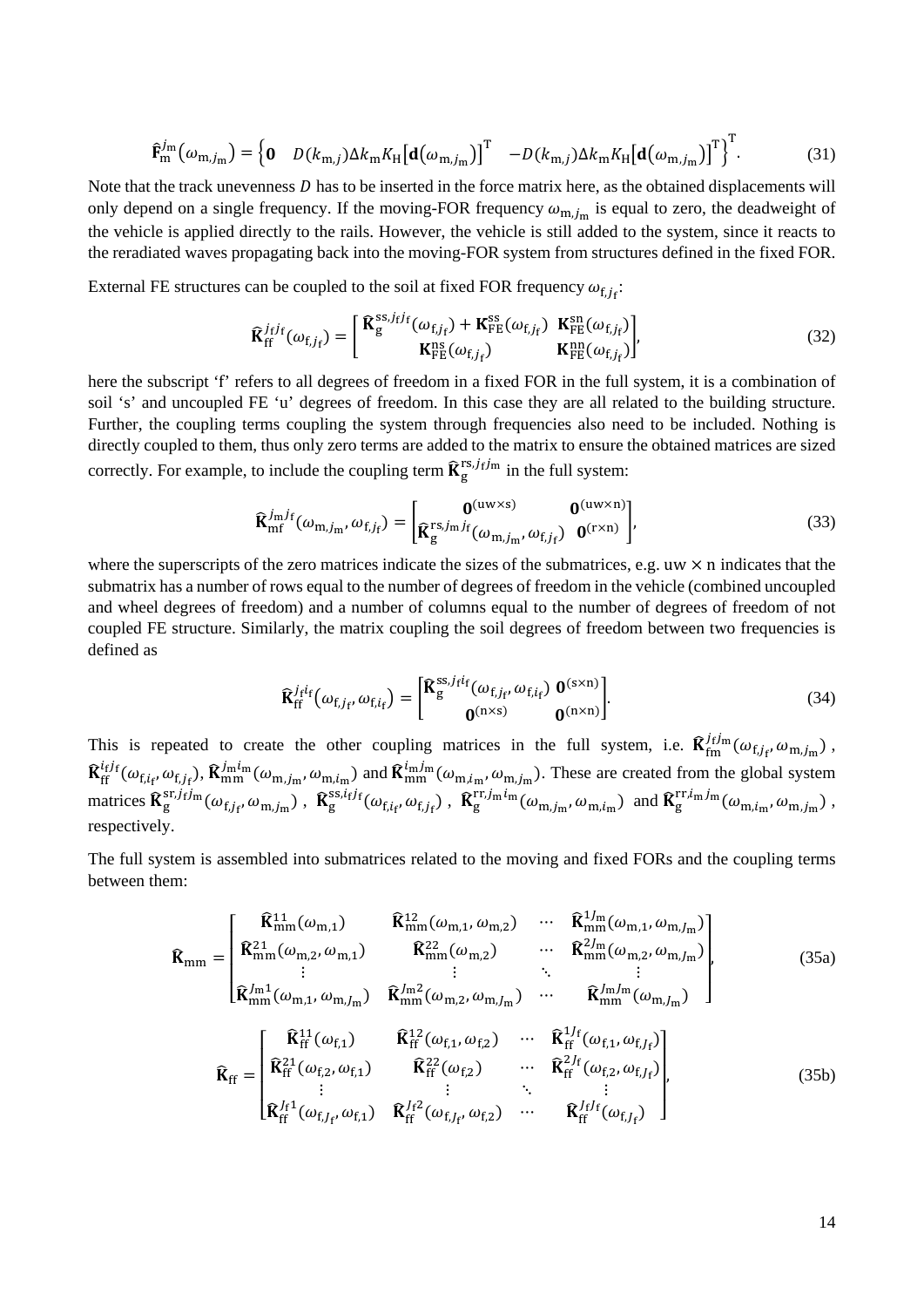$$\widehat{\mathbf{F}}_{\mathrm{m}}^{j_{\mathrm{m}}}\left(\omega_{\mathrm{m},j_{\mathrm{m}}}\right)=\left\{\mathbf{0}\quad D(k_{\mathrm{m},j})\Delta k_{\mathrm{m}}K_{\mathrm{H}}\left[\mathbf{d}\left(\omega_{\mathrm{m},j_{\mathrm{m}}}\right)\right]^{\mathrm{T}}\quad -D(k_{\mathrm{m},j})\Delta k_{\mathrm{m}}K_{\mathrm{H}}\left[\mathbf{d}\left(\omega_{\mathrm{m},j_{\mathrm{m}}}\right)\right]^{\mathrm{T}}\right\}^{\mathrm{T}}. \tag{31}$$

Note that the track unevenness $D$ has to be inserted in the force matrix here, as the obtained displacements will only depend on a single frequency. If the moving-FOR frequency $\omega_{\mathrm{m},j_{\mathrm{m}}}$ is equal to zero, the deadweight of the vehicle is applied directly to the rails. However, the vehicle is still added to the system, since it reacts to the reradiated waves propagating back into the moving-FOR system from structures defined in the fixed FOR.

External FE structures can be coupled to the soil at fixed FOR frequency $\omega_{\mathrm{f},j_{\mathrm{f}}}$:

$$\widehat{\mathbf{K}}_{\mathrm{ff}}^{j_{\mathrm{f}}j_{\mathrm{f}}}(\omega_{\mathrm{f},j_{\mathrm{f}}})=\begin{bmatrix}\widehat{\mathbf{K}}_{\mathrm{g}}^{\mathrm{ss},j_{\mathrm{f}}j_{\mathrm{f}}}(\omega_{\mathrm{f},j_{\mathrm{f}}})+\mathbf{K}_{\mathrm{FE}}^{\mathrm{ss}}(\omega_{\mathrm{f},j_{\mathrm{f}}}) & \mathbf{K}_{\mathrm{FE}}^{\mathrm{sn}}(\omega_{\mathrm{f},j_{\mathrm{f}}})\\ \mathbf{K}_{\mathrm{FE}}^{\mathrm{ns}}(\omega_{\mathrm{f},j_{\mathrm{f}}}) & \mathbf{K}_{\mathrm{FE}}^{\mathrm{nn}}(\omega_{\mathrm{f},j_{\mathrm{f}}})\end{bmatrix}, \tag{32}$$

here the subscript 'f' refers to all degrees of freedom in a fixed FOR in the full system, it is a combination of soil 's' and uncoupled FE 'u' degrees of freedom. In this case they are all related to the building structure. Further, the coupling terms coupling the system through frequencies also need to be included. Nothing is directly coupled to them, thus only zero terms are added to the matrix to ensure the obtained matrices are sized correctly. For example, to include the coupling term $\widehat{\mathbf{K}}_{\mathrm{g}}^{\mathrm{rs},j_{\mathrm{f}}j_{\mathrm{m}}}$ in the full system:

$$\widehat{\mathbf{K}}_{\mathrm{mf}}^{j_{\mathrm{m}}j_{\mathrm{f}}}(\omega_{\mathrm{m},j_{\mathrm{m}}},\omega_{\mathrm{f},j_{\mathrm{f}}})=\begin{bmatrix}\mathbf{0}^{(\mathrm{uw}\times\mathrm{s})} & \mathbf{0}^{(\mathrm{uw}\times\mathrm{n})}\\ \widehat{\mathbf{K}}_{\mathrm{g}}^{\mathrm{rs},j_{\mathrm{m}}j_{\mathrm{f}}}(\omega_{\mathrm{m},j_{\mathrm{m}}},\omega_{\mathrm{f},j_{\mathrm{f}}}) & \mathbf{0}^{(\mathrm{r}\times\mathrm{n})}\end{bmatrix}, \tag{33}$$

where the superscripts of the zero matrices indicate the sizes of the submatrices, e.g. uw $\times$ n indicates that the submatrix has a number of rows equal to the number of degrees of freedom in the vehicle (combined uncoupled and wheel degrees of freedom) and a number of columns equal to the number of degrees of freedom of not coupled FE structure. Similarly, the matrix coupling the soil degrees of freedom between two frequencies is defined as

$$\widehat{\mathbf{K}}_{\mathrm{ff}}^{j_{\mathrm{f}}i_{\mathrm{f}}}\left(\omega_{\mathrm{f},j_{\mathrm{f}}},\omega_{\mathrm{f},i_{\mathrm{f}}}\right)=\begin{bmatrix}\widehat{\mathbf{K}}_{\mathrm{g}}^{\mathrm{ss},j_{\mathrm{f}}i_{\mathrm{f}}}(\omega_{\mathrm{f},j_{\mathrm{f}}},\omega_{\mathrm{f},i_{\mathrm{f}}}) & \mathbf{0}^{(\mathrm{s}\times\mathrm{n})}\\ \mathbf{0}^{(\mathrm{n}\times\mathrm{s})} & \mathbf{0}^{(\mathrm{n}\times\mathrm{n})}\end{bmatrix}. \tag{34}$$

This is repeated to create the other coupling matrices in the full system, i.e. $\widehat{\mathbf{K}}_{\mathrm{fm}}^{j_{\mathrm{f}}j_{\mathrm{m}}}(\omega_{\mathrm{f},j_{\mathrm{f}}},\omega_{\mathrm{m},j_{\mathrm{m}}})$, $\widehat{\mathbf{K}}_{\mathrm{ff}}^{i_{\mathrm{f}}j_{\mathrm{f}}}(\omega_{\mathrm{f},i_{\mathrm{f}}},\omega_{\mathrm{f},j_{\mathrm{f}}})$, $\widehat{\mathbf{K}}_{\mathrm{mm}}^{j_{\mathrm{m}}i_{\mathrm{m}}}(\omega_{\mathrm{m},j_{\mathrm{m}}},\omega_{\mathrm{m},i_{\mathrm{m}}})$ and $\widehat{\mathbf{K}}_{\mathrm{mm}}^{i_{\mathrm{m}}j_{\mathrm{m}}}(\omega_{\mathrm{m},i_{\mathrm{m}}},\omega_{\mathrm{m},j_{\mathrm{m}}})$. These are created from the global system matrices $\widehat{\mathbf{K}}_{\mathrm{g}}^{\mathrm{sr},j_{\mathrm{f}}j_{\mathrm{m}}}(\omega_{\mathrm{f},j_{\mathrm{f}}},\omega_{\mathrm{m},j_{\mathrm{m}}})$, $\widehat{\mathbf{K}}_{\mathrm{g}}^{\mathrm{ss},i_{\mathrm{f}}j_{\mathrm{f}}}(\omega_{\mathrm{f},i_{\mathrm{f}}},\omega_{\mathrm{f},j_{\mathrm{f}}})$, $\widehat{\mathbf{K}}_{\mathrm{g}}^{\mathrm{rr},j_{\mathrm{m}}i_{\mathrm{m}}}(\omega_{\mathrm{m},j_{\mathrm{m}}},\omega_{\mathrm{m},i_{\mathrm{m}}})$ and $\widehat{\mathbf{K}}_{\mathrm{g}}^{\mathrm{rr},i_{\mathrm{m}}j_{\mathrm{m}}}(\omega_{\mathrm{m},i_{\mathrm{m}}},\omega_{\mathrm{m},j_{\mathrm{m}}})$, respectively.

The full system is assembled into submatrices related to the moving and fixed FORs and the coupling terms between them:

$$\widehat{\mathbf{K}}_{\mathrm{mm}}=\begin{bmatrix}\widehat{\mathbf{K}}_{\mathrm{mm}}^{11}(\omega_{\mathrm{m},1}) & \widehat{\mathbf{K}}_{\mathrm{mm}}^{12}(\omega_{\mathrm{m},1},\omega_{\mathrm{m},2}) & \cdots & \widehat{\mathbf{K}}_{\mathrm{mm}}^{1J_{\mathrm{m}}}(\omega_{\mathrm{m},1},\omega_{\mathrm{m},J_{\mathrm{m}}})\\ \widehat{\mathbf{K}}_{\mathrm{mm}}^{21}(\omega_{\mathrm{m},2},\omega_{\mathrm{m},1}) & \widehat{\mathbf{K}}_{\mathrm{mm}}^{22}(\omega_{\mathrm{m},2}) & \cdots & \widehat{\mathbf{K}}_{\mathrm{mm}}^{2J_{\mathrm{m}}}(\omega_{\mathrm{m},2},\omega_{\mathrm{m},J_{\mathrm{m}}})\\ \vdots & \vdots & \ddots & \vdots\\ \widehat{\mathbf{K}}_{\mathrm{mm}}^{J_{\mathrm{m}}1}(\omega_{\mathrm{m},1},\omega_{\mathrm{m},J_{\mathrm{m}}}) & \widehat{\mathbf{K}}_{\mathrm{mm}}^{J_{\mathrm{m}}2}(\omega_{\mathrm{m},2},\omega_{\mathrm{m},J_{\mathrm{m}}}) & \cdots & \widehat{\mathbf{K}}_{\mathrm{mm}}^{J_{\mathrm{m}}J_{\mathrm{m}}}(\omega_{\mathrm{m},J_{\mathrm{m}}})\end{bmatrix}, \tag{35a}$$

$$\widehat{\mathbf{K}}_{\mathrm{ff}}=\begin{bmatrix}\widehat{\mathbf{K}}_{\mathrm{ff}}^{11}(\omega_{\mathrm{f},1}) & \widehat{\mathbf{K}}_{\mathrm{ff}}^{12}(\omega_{\mathrm{f},1},\omega_{\mathrm{f},2}) & \cdots & \widehat{\mathbf{K}}_{\mathrm{ff}}^{1J_{\mathrm{f}}}(\omega_{\mathrm{f},1},\omega_{\mathrm{f},J_{\mathrm{f}}})\\ \widehat{\mathbf{K}}_{\mathrm{ff}}^{21}(\omega_{\mathrm{f},2},\omega_{\mathrm{f},1}) & \widehat{\mathbf{K}}_{\mathrm{ff}}^{22}(\omega_{\mathrm{f},2}) & \cdots & \widehat{\mathbf{K}}_{\mathrm{ff}}^{2J_{\mathrm{f}}}(\omega_{\mathrm{f},2},\omega_{\mathrm{f},J_{\mathrm{f}}})\\ \vdots & \vdots & \ddots & \vdots\\ \widehat{\mathbf{K}}_{\mathrm{ff}}^{J_{\mathrm{f}}1}(\omega_{\mathrm{f},J_{\mathrm{f}}},\omega_{\mathrm{f},1}) & \widehat{\mathbf{K}}_{\mathrm{ff}}^{J_{\mathrm{f}}2}(\omega_{\mathrm{f},J_{\mathrm{f}}},\omega_{\mathrm{f},2}) & \cdots & \widehat{\mathbf{K}}_{\mathrm{ff}}^{J_{\mathrm{f}}J_{\mathrm{f}}}(\omega_{\mathrm{f},J_{\mathrm{f}}})\end{bmatrix}, \tag{35b}$$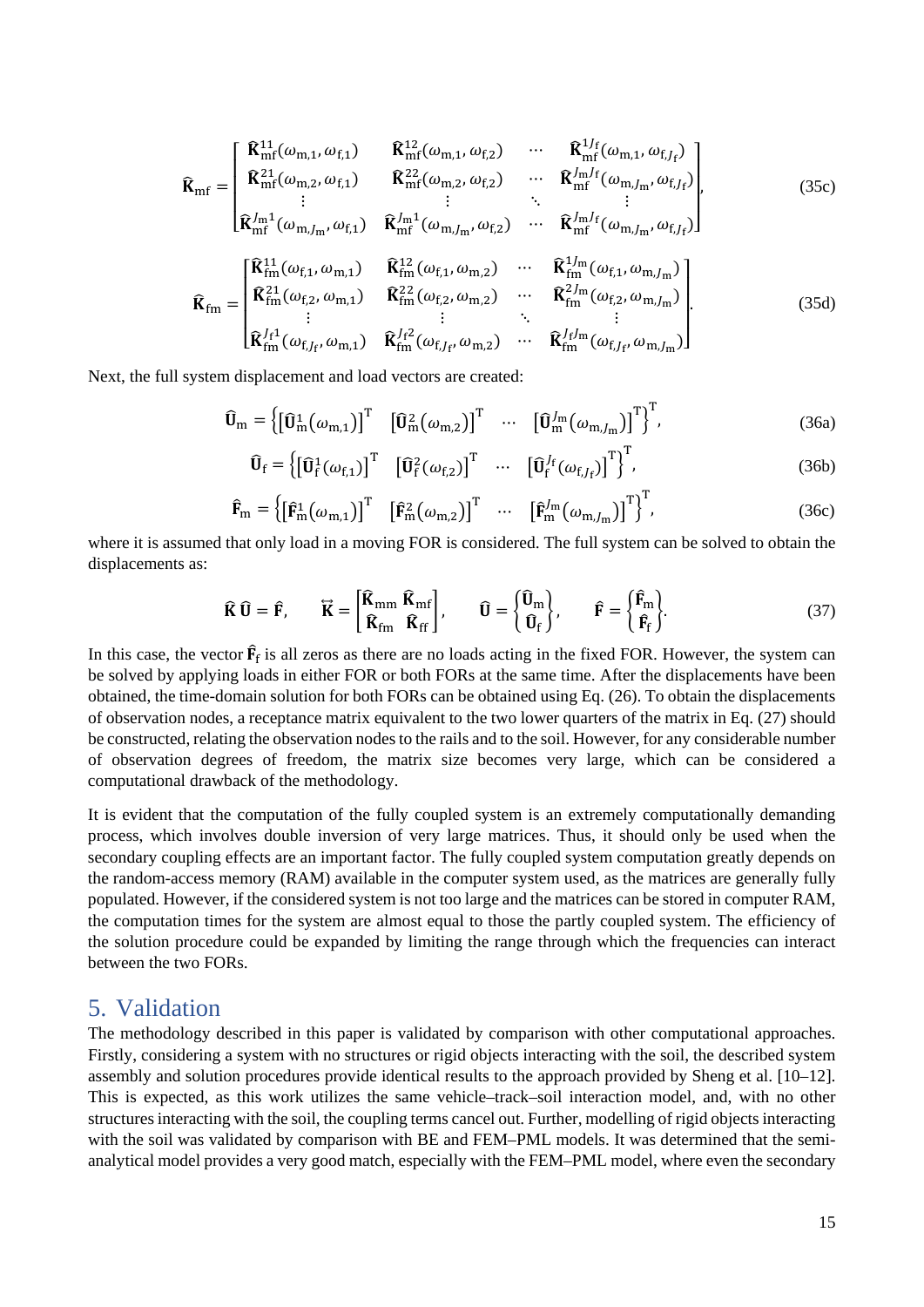$$
\widehat{\mathbf{K}}_{\mathrm{mf}} = \begin{bmatrix} \widehat{\mathbf{K}}_{\mathrm{mf}}^{11}(\omega_{\mathrm{m},1}, \omega_{\mathrm{f},1}) & \widehat{\mathbf{K}}_{\mathrm{mf}}^{12}(\omega_{\mathrm{m},1}, \omega_{\mathrm{f},2}) & \cdots & \widehat{\mathbf{K}}_{\mathrm{mf}}^{1J_{\mathrm{f}}}(\omega_{\mathrm{m},1}, \omega_{\mathrm{f},J_{\mathrm{f}}}) \\ \widehat{\mathbf{K}}_{\mathrm{mf}}^{21}(\omega_{\mathrm{m},2}, \omega_{\mathrm{f},1}) & \widehat{\mathbf{K}}_{\mathrm{mf}}^{22}(\omega_{\mathrm{m},2}, \omega_{\mathrm{f},2}) & \cdots & \widehat{\mathbf{K}}_{\mathrm{mf}}^{J_{\mathrm{m}}J_{\mathrm{f}}}(\omega_{\mathrm{m},J_{\mathrm{m}}}, \omega_{\mathrm{f},J_{\mathrm{f}}}) \\ \vdots & \vdots & \ddots & \vdots \\ \widehat{\mathbf{K}}_{\mathrm{mf}}^{J_{\mathrm{m}}1}(\omega_{\mathrm{m},J_{\mathrm{m}}}, \omega_{\mathrm{f},1}) & \widehat{\mathbf{K}}_{\mathrm{mf}}^{J_{\mathrm{m}}1}(\omega_{\mathrm{m},J_{\mathrm{m}}}, \omega_{\mathrm{f},2}) & \cdots & \widehat{\mathbf{K}}_{\mathrm{mf}}^{J_{\mathrm{m}}J_{\mathrm{f}}}(\omega_{\mathrm{m},J_{\mathrm{m}}}, \omega_{\mathrm{f},J_{\mathrm{f}}}) \end{bmatrix}, \tag{35c}
$$

$$
\widehat{\mathbf{K}}_{\mathrm{fm}} = \begin{bmatrix} \widehat{\mathbf{K}}_{\mathrm{fm}}^{11}(\omega_{\mathrm{f},1}, \omega_{\mathrm{m},1}) & \widehat{\mathbf{K}}_{\mathrm{fm}}^{12}(\omega_{\mathrm{f},1}, \omega_{\mathrm{m},2}) & \cdots & \widehat{\mathbf{K}}_{\mathrm{fm}}^{1J_{\mathrm{m}}}(\omega_{\mathrm{f},1}, \omega_{\mathrm{m},J_{\mathrm{m}}}) \\ \widehat{\mathbf{K}}_{\mathrm{fm}}^{21}(\omega_{\mathrm{f},2}, \omega_{\mathrm{m},1}) & \widehat{\mathbf{K}}_{\mathrm{fm}}^{22}(\omega_{\mathrm{f},2}, \omega_{\mathrm{m},2}) & \cdots & \widehat{\mathbf{K}}_{\mathrm{fm}}^{2J_{\mathrm{m}}}(\omega_{\mathrm{f},2}, \omega_{\mathrm{m},J_{\mathrm{m}}}) \\ \vdots & \vdots & \ddots & \vdots \\ \widehat{\mathbf{K}}_{\mathrm{fm}}^{J_{\mathrm{f}}1}(\omega_{\mathrm{f},J_{\mathrm{f}}}, \omega_{\mathrm{m},1}) & \widehat{\mathbf{K}}_{\mathrm{fm}}^{J_{\mathrm{f}}2}(\omega_{\mathrm{f},J_{\mathrm{f}}}, \omega_{\mathrm{m},2}) & \cdots & \widehat{\mathbf{K}}_{\mathrm{fm}}^{J_{\mathrm{f}}J_{\mathrm{m}}}(\omega_{\mathrm{f},J_{\mathrm{f}}}, \omega_{\mathrm{m},J_{\mathrm{m}}}) \end{bmatrix}. \tag{35d}
$$

Next, the full system displacement and load vectors are created:

$$
\widehat{\mathbf{U}}_{\mathrm{m}} = \left\{ \left[\widehat{\mathbf{U}}_{\mathrm{m}}^{1}(\omega_{\mathrm{m},1})\right]^{\mathrm{T}} \quad \left[\widehat{\mathbf{U}}_{\mathrm{m}}^{2}(\omega_{\mathrm{m},2})\right]^{\mathrm{T}} \quad \cdots \quad \left[\widehat{\mathbf{U}}_{\mathrm{m}}^{J_{\mathrm{m}}}(\omega_{\mathrm{m},J_{\mathrm{m}}})\right]^{\mathrm{T}} \right\}^{\mathrm{T}}, \tag{36a}
$$

$$
\widehat{\mathbf{U}}_{\mathrm{f}} = \left\{ \left[\widehat{\mathbf{U}}_{\mathrm{f}}^{1}(\omega_{\mathrm{f},1})\right]^{\mathrm{T}} \quad \left[\widehat{\mathbf{U}}_{\mathrm{f}}^{2}(\omega_{\mathrm{f},2})\right]^{\mathrm{T}} \quad \cdots \quad \left[\widehat{\mathbf{U}}_{\mathrm{f}}^{J_{\mathrm{f}}}(\omega_{\mathrm{f},J_{\mathrm{f}}})\right]^{\mathrm{T}} \right\}^{\mathrm{T}}, \tag{36b}
$$

$$
\widehat{\mathbf{F}}_{\mathrm{m}} = \left\{ \left[\widehat{\mathbf{F}}_{\mathrm{m}}^{1}(\omega_{\mathrm{m},1})\right]^{\mathrm{T}} \quad \left[\widehat{\mathbf{F}}_{\mathrm{m}}^{2}(\omega_{\mathrm{m},2})\right]^{\mathrm{T}} \quad \cdots \quad \left[\widehat{\mathbf{F}}_{\mathrm{m}}^{J_{\mathrm{m}}}(\omega_{\mathrm{m},J_{\mathrm{m}}})\right]^{\mathrm{T}} \right\}^{\mathrm{T}}, \tag{36c}
$$

where it is assumed that only load in a moving FOR is considered. The full system can be solved to obtain the displacements as:

$$
\widehat{\mathbf{K}}\,\widehat{\mathbf{U}} = \widehat{\mathbf{F}}, \qquad \overleftrightarrow{\mathbf{K}} = \begin{bmatrix} \widehat{\mathbf{K}}_{\mathrm{mm}} & \widehat{\mathbf{K}}_{\mathrm{mf}} \\ \widehat{\mathbf{K}}_{\mathrm{fm}} & \widehat{\mathbf{K}}_{\mathrm{ff}} \end{bmatrix}, \qquad \widehat{\mathbf{U}} = \begin{Bmatrix} \widehat{\mathbf{U}}_{\mathrm{m}} \\ \widehat{\mathbf{U}}_{\mathrm{f}} \end{Bmatrix}, \qquad \widehat{\mathbf{F}} = \begin{Bmatrix} \widehat{\mathbf{F}}_{\mathrm{m}} \\ \widehat{\mathbf{F}}_{\mathrm{f}} \end{Bmatrix}. \tag{37}
$$

In this case, the vector $\widehat{\mathbf{F}}_{\mathrm{f}}$ is all zeros as there are no loads acting in the fixed FOR. However, the system can be solved by applying loads in either FOR or both FORs at the same time. After the displacements have been obtained, the time-domain solution for both FORs can be obtained using Eq. (26). To obtain the displacements of observation nodes, a receptance matrix equivalent to the two lower quarters of the matrix in Eq. (27) should be constructed, relating the observation nodes to the rails and to the soil. However, for any considerable number of observation degrees of freedom, the matrix size becomes very large, which can be considered a computational drawback of the methodology.

It is evident that the computation of the fully coupled system is an extremely computationally demanding process, which involves double inversion of very large matrices. Thus, it should only be used when the secondary coupling effects are an important factor. The fully coupled system computation greatly depends on the random-access memory (RAM) available in the computer system used, as the matrices are generally fully populated. However, if the considered system is not too large and the matrices can be stored in computer RAM, the computation times for the system are almost equal to those the partly coupled system. The efficiency of the solution procedure could be expanded by limiting the range through which the frequencies can interact between the two FORs.

# 5. Validation

The methodology described in this paper is validated by comparison with other computational approaches. Firstly, considering a system with no structures or rigid objects interacting with the soil, the described system assembly and solution procedures provide identical results to the approach provided by Sheng et al. [10–12]. This is expected, as this work utilizes the same vehicle–track–soil interaction model, and, with no other structures interacting with the soil, the coupling terms cancel out. Further, modelling of rigid objects interacting with the soil was validated by comparison with BE and FEM–PML models. It was determined that the semi-analytical model provides a very good match, especially with the FEM–PML model, where even the secondary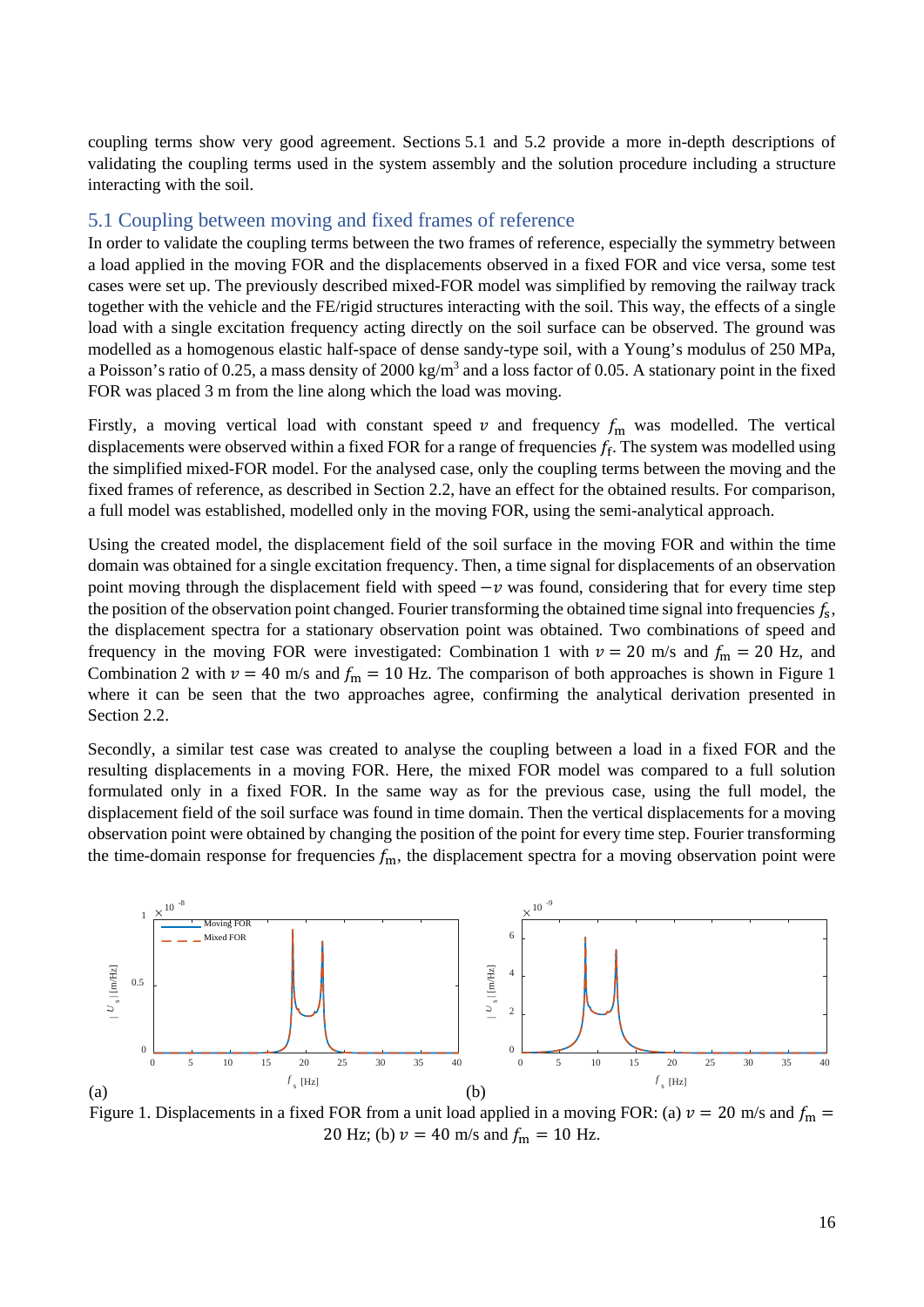coupling terms show very good agreement. Sections 5.1 and 5.2 provide a more in-depth descriptions of validating the coupling terms used in the system assembly and the solution procedure including a structure interacting with the soil.

## 5.1 Coupling between moving and fixed frames of reference

In order to validate the coupling terms between the two frames of reference, especially the symmetry between a load applied in the moving FOR and the displacements observed in a fixed FOR and vice versa, some test cases were set up. The previously described mixed-FOR model was simplified by removing the railway track together with the vehicle and the FE/rigid structures interacting with the soil. This way, the effects of a single load with a single excitation frequency acting directly on the soil surface can be observed. The ground was modelled as a homogenous elastic half-space of dense sandy-type soil, with a Young's modulus of 250 MPa, a Poisson's ratio of 0.25, a mass density of 2000 kg/m$^3$ and a loss factor of 0.05. A stationary point in the fixed FOR was placed 3 m from the line along which the load was moving.

Firstly, a moving vertical load with constant speed $v$ and frequency $f_\mathrm{m}$ was modelled. The vertical displacements were observed within a fixed FOR for a range of frequencies $f_\mathrm{f}$. The system was modelled using the simplified mixed-FOR model. For the analysed case, only the coupling terms between the moving and the fixed frames of reference, as described in Section 2.2, have an effect for the obtained results. For comparison, a full model was established, modelled only in the moving FOR, using the semi-analytical approach.

Using the created model, the displacement field of the soil surface in the moving FOR and within the time domain was obtained for a single excitation frequency. Then, a time signal for displacements of an observation point moving through the displacement field with speed $-v$ was found, considering that for every time step the position of the observation point changed. Fourier transforming the obtained time signal into frequencies $f_\mathrm{s}$, the displacement spectra for a stationary observation point was obtained. Two combinations of speed and frequency in the moving FOR were investigated: Combination 1 with $v = 20$ m/s and $f_\mathrm{m} = 20$ Hz, and Combination 2 with $v = 40$ m/s and $f_\mathrm{m} = 10$ Hz. The comparison of both approaches is shown in Figure 1 where it can be seen that the two approaches agree, confirming the analytical derivation presented in Section 2.2.

Secondly, a similar test case was created to analyse the coupling between a load in a fixed FOR and the resulting displacements in a moving FOR. Here, the mixed FOR model was compared to a full solution formulated only in a fixed FOR. In the same way as for the previous case, using the full model, the displacement field of the soil surface was found in time domain. Then the vertical displacements for a moving observation point were obtained by changing the position of the point for every time step. Fourier transforming the time-domain response for frequencies $f_\mathrm{m}$, the displacement spectra for a moving observation point were

Figure 1. Displacements in a fixed FOR from a unit load applied in a moving FOR: (a) $v = 20$ m/s and $f_\mathrm{m} = 20$ Hz; (b) $v = 40$ m/s and $f_\mathrm{m} = 10$ Hz.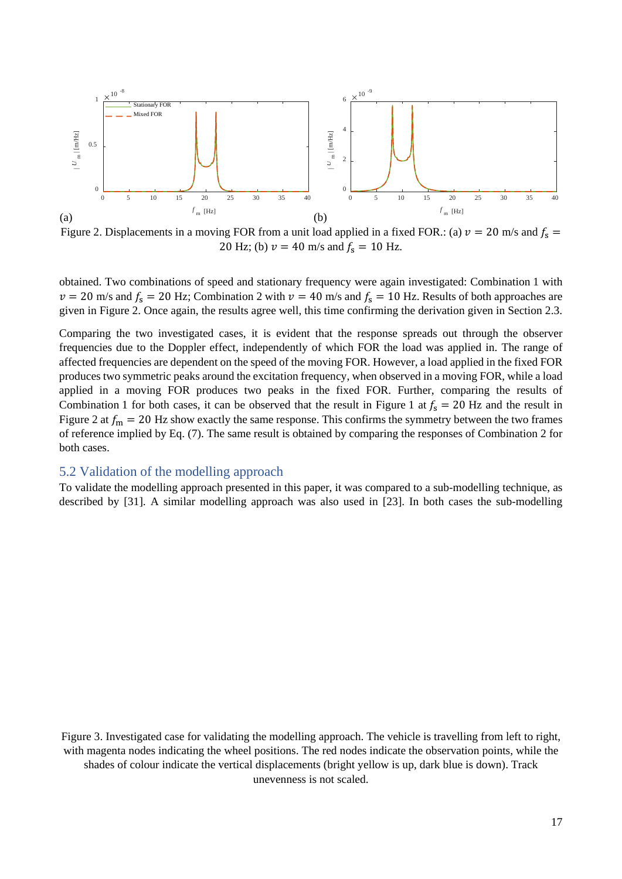Figure 2. Displacements in a moving FOR from a unit load applied in a fixed FOR.: (a) $v = 20$ m/s and $f_s = 20$ Hz; (b) $v = 40$ m/s and $f_s = 10$ Hz.

obtained. Two combinations of speed and stationary frequency were again investigated: Combination 1 with $v = 20$ m/s and $f_s = 20$ Hz; Combination 2 with $v = 40$ m/s and $f_s = 10$ Hz. Results of both approaches are given in Figure 2. Once again, the results agree well, this time confirming the derivation given in Section 2.3.

Comparing the two investigated cases, it is evident that the response spreads out through the observer frequencies due to the Doppler effect, independently of which FOR the load was applied in. The range of affected frequencies are dependent on the speed of the moving FOR. However, a load applied in the fixed FOR produces two symmetric peaks around the excitation frequency, when observed in a moving FOR, while a load applied in a moving FOR produces two peaks in the fixed FOR. Further, comparing the results of Combination 1 for both cases, it can be observed that the result in Figure 1 at $f_s = 20$ Hz and the result in Figure 2 at $f_m = 20$ Hz show exactly the same response. This confirms the symmetry between the two frames of reference implied by Eq. (7). The same result is obtained by comparing the responses of Combination 2 for both cases.

## 5.2 Validation of the modelling approach

To validate the modelling approach presented in this paper, it was compared to a sub-modelling technique, as described by [31]. A similar modelling approach was also used in [23]. In both cases the sub-modelling

Figure 3. Investigated case for validating the modelling approach. The vehicle is travelling from left to right, with magenta nodes indicating the wheel positions. The red nodes indicate the observation points, while the shades of colour indicate the vertical displacements (bright yellow is up, dark blue is down). Track unevenness is not scaled.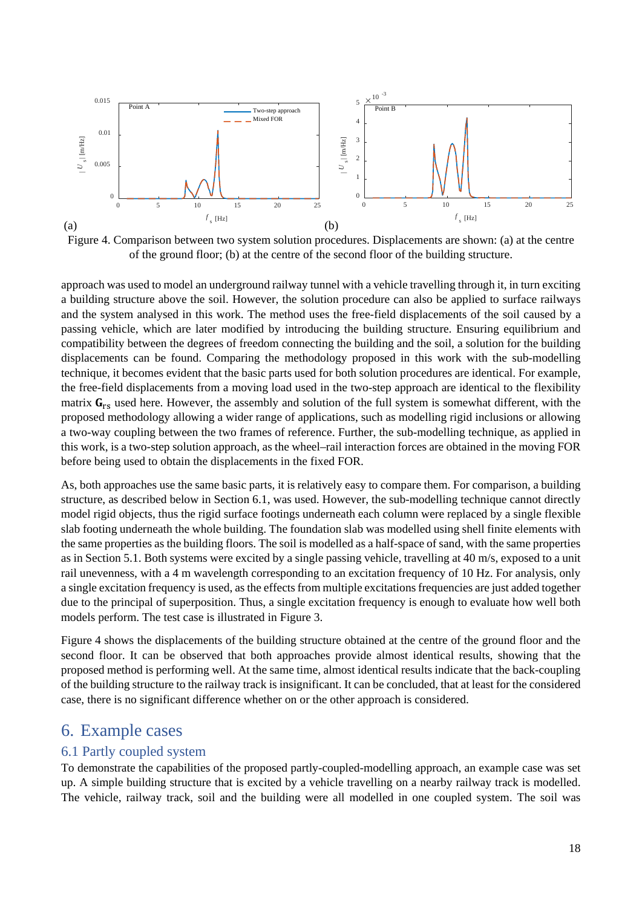0.015
Point A
Two-step approach
Mixed FOR
0.01
0.005
0
0 5 10 15 20 25
$|U_s|$ [m/Hz]
$f_s$ [Hz]
(a)

$\times 10^{-3}$
5
Point B
4
3
2
1
0
0 5 10 15 20 25
$|U_s|$ [m/Hz]
$f_s$ [Hz]
(b)

Figure 4. Comparison between two system solution procedures. Displacements are shown: (a) at the centre of the ground floor; (b) at the centre of the second floor of the building structure.

approach was used to model an underground railway tunnel with a vehicle travelling through it, in turn exciting a building structure above the soil. However, the solution procedure can also be applied to surface railways and the system analysed in this work. The method uses the free-field displacements of the soil caused by a passing vehicle, which are later modified by introducing the building structure. Ensuring equilibrium and compatibility between the degrees of freedom connecting the building and the soil, a solution for the building displacements can be found. Comparing the methodology proposed in this work with the sub-modelling technique, it becomes evident that the basic parts used for both solution procedures are identical. For example, the free-field displacements from a moving load used in the two-step approach are identical to the flexibility matrix $\mathbf{G}_{\mathrm{rs}}$ used here. However, the assembly and solution of the full system is somewhat different, with the proposed methodology allowing a wider range of applications, such as modelling rigid inclusions or allowing a two-way coupling between the two frames of reference. Further, the sub-modelling technique, as applied in this work, is a two-step solution approach, as the wheel–rail interaction forces are obtained in the moving FOR before being used to obtain the displacements in the fixed FOR.

As, both approaches use the same basic parts, it is relatively easy to compare them. For comparison, a building structure, as described below in Section 6.1, was used. However, the sub-modelling technique cannot directly model rigid objects, thus the rigid surface footings underneath each column were replaced by a single flexible slab footing underneath the whole building. The foundation slab was modelled using shell finite elements with the same properties as the building floors. The soil is modelled as a half-space of sand, with the same properties as in Section 5.1. Both systems were excited by a single passing vehicle, travelling at 40 m/s, exposed to a unit rail unevenness, with a 4 m wavelength corresponding to an excitation frequency of 10 Hz. For analysis, only a single excitation frequency is used, as the effects from multiple excitations frequencies are just added together due to the principal of superposition. Thus, a single excitation frequency is enough to evaluate how well both models perform. The test case is illustrated in Figure 3.

Figure 4 shows the displacements of the building structure obtained at the centre of the ground floor and the second floor. It can be observed that both approaches provide almost identical results, showing that the proposed method is performing well. At the same time, almost identical results indicate that the back-coupling of the building structure to the railway track is insignificant. It can be concluded, that at least for the considered case, there is no significant difference whether on or the other approach is considered.

# 6. Example cases

## 6.1 Partly coupled system

To demonstrate the capabilities of the proposed partly-coupled-modelling approach, an example case was set up. A simple building structure that is excited by a vehicle travelling on a nearby railway track is modelled. The vehicle, railway track, soil and the building were all modelled in one coupled system. The soil was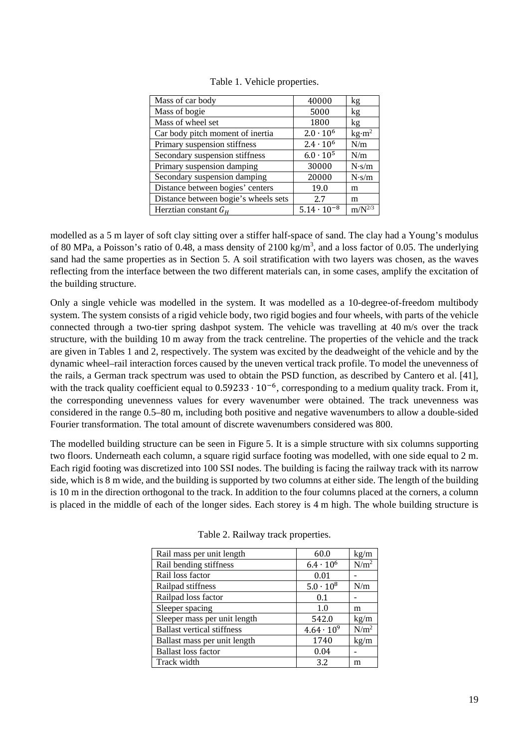Table 1. Vehicle properties.

| Mass of car body | 40000 | kg |
|---|---|---|
| Mass of bogie | 5000 | kg |
| Mass of wheel set | 1800 | kg |
| Car body pitch moment of inertia | $2.0 \cdot 10^6$ | kg·m$^2$ |
| Primary suspension stiffness | $2.4 \cdot 10^6$ | N/m |
| Secondary suspension stiffness | $6.0 \cdot 10^5$ | N/m |
| Primary suspension damping | 30000 | N·s/m |
| Secondary suspension damping | 20000 | N·s/m |
| Distance between bogies' centers | 19.0 | m |
| Distance between bogie's wheels sets | 2.7 | m |
| Herztian constant $G_H$ | $5.14 \cdot 10^{-8}$ | m/N$^{2/3}$ |

modelled as a 5 m layer of soft clay sitting over a stiffer half-space of sand. The clay had a Young's modulus of 80 MPa, a Poisson's ratio of 0.48, a mass density of 2100 kg/m$^3$, and a loss factor of 0.05. The underlying sand had the same properties as in Section 5. A soil stratification with two layers was chosen, as the waves reflecting from the interface between the two different materials can, in some cases, amplify the excitation of the building structure.

Only a single vehicle was modelled in the system. It was modelled as a 10-degree-of-freedom multibody system. The system consists of a rigid vehicle body, two rigid bogies and four wheels, with parts of the vehicle connected through a two-tier spring dashpot system. The vehicle was travelling at 40 m/s over the track structure, with the building 10 m away from the track centreline. The properties of the vehicle and the track are given in Tables 1 and 2, respectively. The system was excited by the deadweight of the vehicle and by the dynamic wheel–rail interaction forces caused by the uneven vertical track profile. To model the unevenness of the rails, a German track spectrum was used to obtain the PSD function, as described by Cantero et al. [41], with the track quality coefficient equal to $0.59233 \cdot 10^{-6}$, corresponding to a medium quality track. From it, the corresponding unevenness values for every wavenumber were obtained. The track unevenness was considered in the range 0.5–80 m, including both positive and negative wavenumbers to allow a double-sided Fourier transformation. The total amount of discrete wavenumbers considered was 800.

The modelled building structure can be seen in Figure 5. It is a simple structure with six columns supporting two floors. Underneath each column, a square rigid surface footing was modelled, with one side equal to 2 m. Each rigid footing was discretized into 100 SSI nodes. The building is facing the railway track with its narrow side, which is 8 m wide, and the building is supported by two columns at either side. The length of the building is 10 m in the direction orthogonal to the track. In addition to the four columns placed at the corners, a column is placed in the middle of each of the longer sides. Each storey is 4 m high. The whole building structure is

Table 2. Railway track properties.

| Rail mass per unit length | 60.0 | kg/m |
|---|---|---|
| Rail bending stiffness | $6.4 \cdot 10^6$ | N/m$^2$ |
| Rail loss factor | 0.01 | - |
| Railpad stiffness | $5.0 \cdot 10^8$ | N/m |
| Railpad loss factor | 0.1 | - |
| Sleeper spacing | 1.0 | m |
| Sleeper mass per unit length | 542.0 | kg/m |
| Ballast vertical stiffness | $4.64 \cdot 10^9$ | N/m$^2$ |
| Ballast mass per unit length | 1740 | kg/m |
| Ballast loss factor | 0.04 | - |
| Track width | 3.2 | m |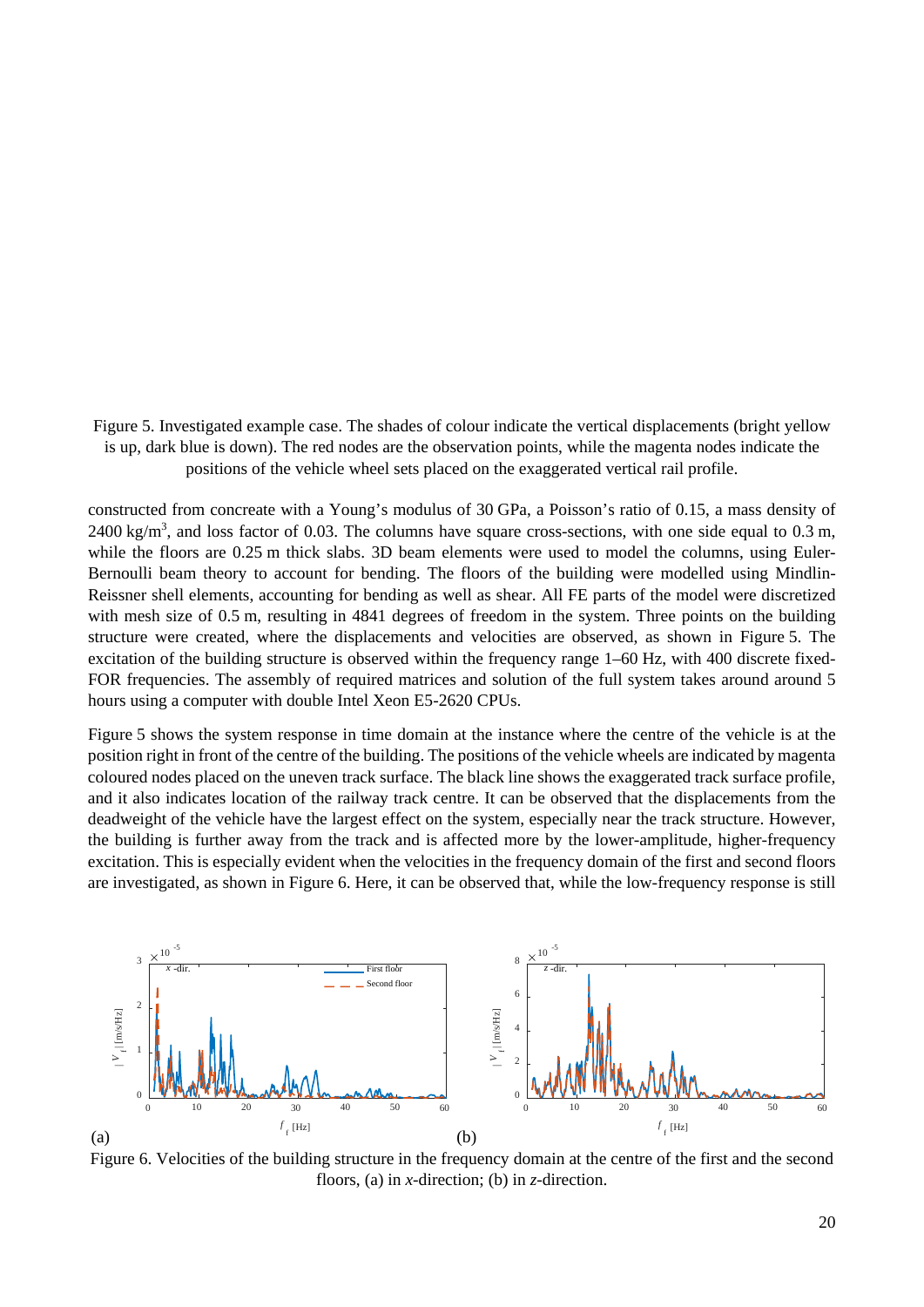Figure 5. Investigated example case. The shades of colour indicate the vertical displacements (bright yellow is up, dark blue is down). The red nodes are the observation points, while the magenta nodes indicate the positions of the vehicle wheel sets placed on the exaggerated vertical rail profile.

constructed from concreate with a Young's modulus of 30 GPa, a Poisson's ratio of 0.15, a mass density of 2400 kg/m$^3$, and loss factor of 0.03. The columns have square cross-sections, with one side equal to 0.3 m, while the floors are 0.25 m thick slabs. 3D beam elements were used to model the columns, using Euler-Bernoulli beam theory to account for bending. The floors of the building were modelled using Mindlin-Reissner shell elements, accounting for bending as well as shear. All FE parts of the model were discretized with mesh size of 0.5 m, resulting in 4841 degrees of freedom in the system. Three points on the building structure were created, where the displacements and velocities are observed, as shown in Figure 5. The excitation of the building structure is observed within the frequency range 1–60 Hz, with 400 discrete fixed-FOR frequencies. The assembly of required matrices and solution of the full system takes around around 5 hours using a computer with double Intel Xeon E5-2620 CPUs.

Figure 5 shows the system response in time domain at the instance where the centre of the vehicle is at the position right in front of the centre of the building. The positions of the vehicle wheels are indicated by magenta coloured nodes placed on the uneven track surface. The black line shows the exaggerated track surface profile, and it also indicates location of the railway track centre. It can be observed that the displacements from the deadweight of the vehicle have the largest effect on the system, especially near the track structure. However, the building is further away from the track and is affected more by the lower-amplitude, higher-frequency excitation. This is especially evident when the velocities in the frequency domain of the first and second floors are investigated, as shown in Figure 6. Here, it can be observed that, while the low-frequency response is still

Figure 6. Velocities of the building structure in the frequency domain at the centre of the first and the second floors, (a) in *x*-direction; (b) in *z*-direction.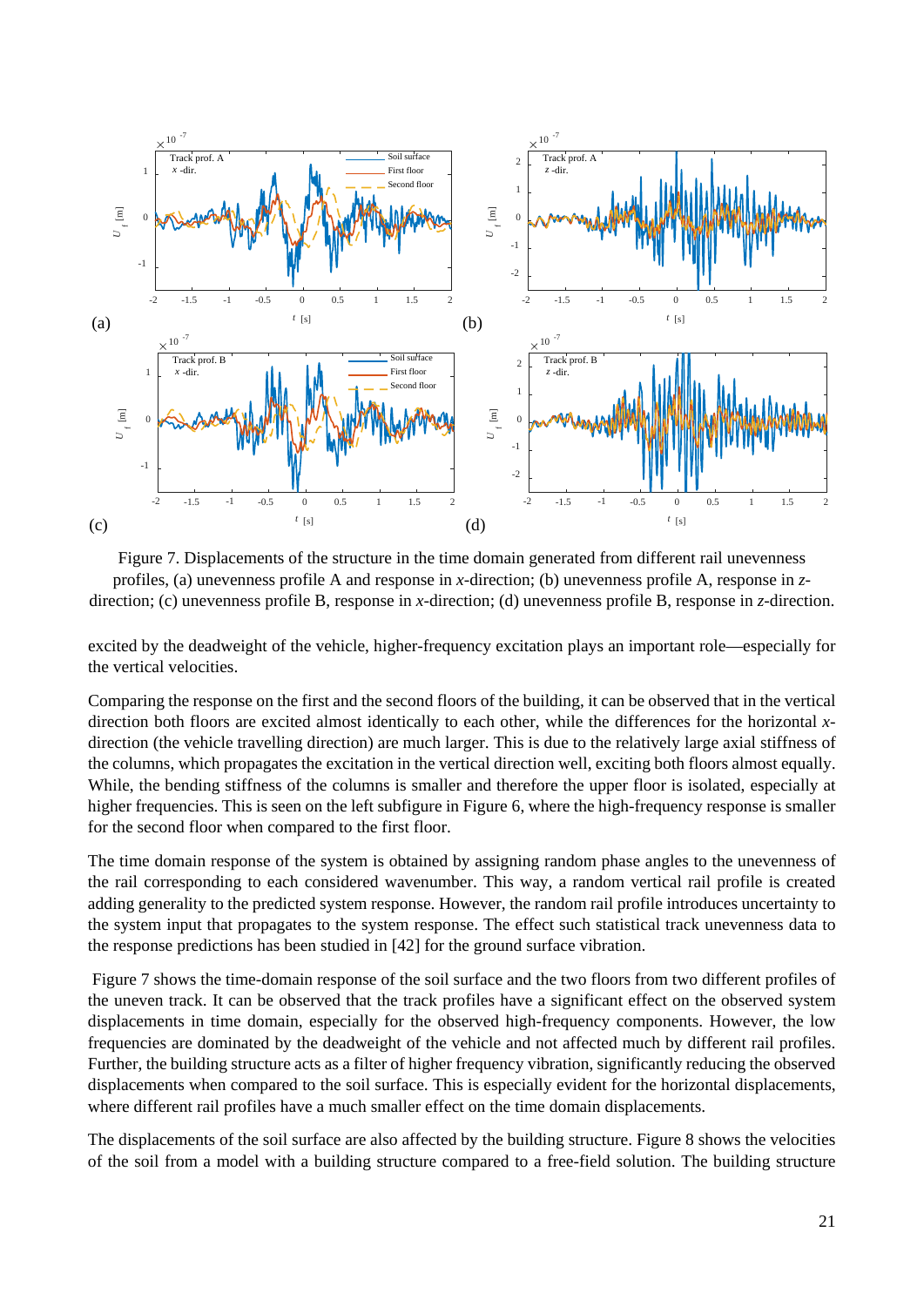×10^-7
Track prof. A
x -dir.
Soil surface
First floor
Second floor
1
0
-1
-2 -1.5 -1 -0.5 0 0.5 1 1.5 2
t [s]
U_f [m]
(a)

×10^-7
Track prof. A
z -dir.
2
1
0
-1
-2
-2 -1.5 -1 -0.5 0 0.5 1 1.5 2
t [s]
U_f [m]
(b)

×10^-7
Track prof. B
x -dir.
Soil surface
First floor
Second floor
1
0
-1
-2 -1.5 -1 -0.5 0 0.5 1 1.5 2
t [s]
U_f [m]
(c)

×10^-7
Track prof. B
z -dir.
2
1
0
-1
-2
-2 -1.5 -1 -0.5 0 0.5 1 1.5 2
t [s]
U_f [m]
(d)

Figure 7. Displacements of the structure in the time domain generated from different rail unevenness profiles, (a) unevenness profile A and response in *x*-direction; (b) unevenness profile A, response in *z*-direction; (c) unevenness profile B, response in *x*-direction; (d) unevenness profile B, response in *z*-direction.

excited by the deadweight of the vehicle, higher-frequency excitation plays an important role—especially for the vertical velocities.

Comparing the response on the first and the second floors of the building, it can be observed that in the vertical direction both floors are excited almost identically to each other, while the differences for the horizontal *x*-direction (the vehicle travelling direction) are much larger. This is due to the relatively large axial stiffness of the columns, which propagates the excitation in the vertical direction well, exciting both floors almost equally. While, the bending stiffness of the columns is smaller and therefore the upper floor is isolated, especially at higher frequencies. This is seen on the left subfigure in Figure 6, where the high-frequency response is smaller for the second floor when compared to the first floor.

The time domain response of the system is obtained by assigning random phase angles to the unevenness of the rail corresponding to each considered wavenumber. This way, a random vertical rail profile is created adding generality to the predicted system response. However, the random rail profile introduces uncertainty to the system input that propagates to the system response. The effect such statistical track unevenness data to the response predictions has been studied in [42] for the ground surface vibration.

Figure 7 shows the time-domain response of the soil surface and the two floors from two different profiles of the uneven track. It can be observed that the track profiles have a significant effect on the observed system displacements in time domain, especially for the observed high-frequency components. However, the low frequencies are dominated by the deadweight of the vehicle and not affected much by different rail profiles. Further, the building structure acts as a filter of higher frequency vibration, significantly reducing the observed displacements when compared to the soil surface. This is especially evident for the horizontal displacements, where different rail profiles have a much smaller effect on the time domain displacements.

The displacements of the soil surface are also affected by the building structure. Figure 8 shows the velocities of the soil from a model with a building structure compared to a free-field solution. The building structure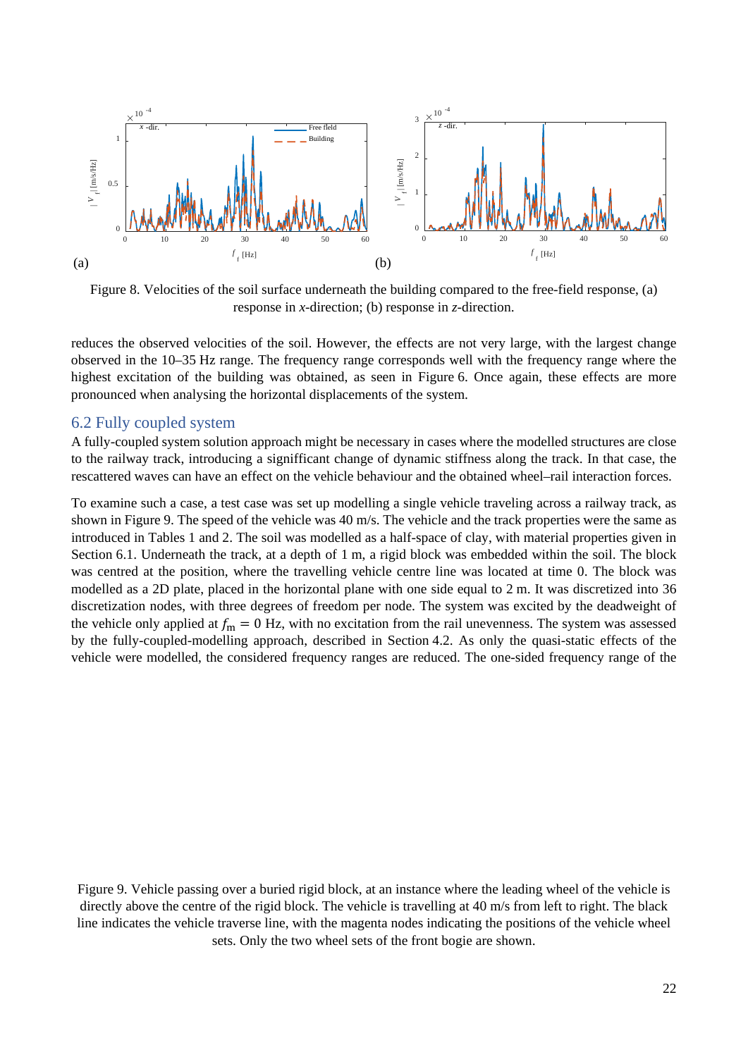Figure 8. Velocities of the soil surface underneath the building compared to the free-field response, (a) response in *x*-direction; (b) response in *z*-direction.

reduces the observed velocities of the soil. However, the effects are not very large, with the largest change observed in the 10–35 Hz range. The frequency range corresponds well with the frequency range where the highest excitation of the building was obtained, as seen in Figure 6. Once again, these effects are more pronounced when analysing the horizontal displacements of the system.

## 6.2 Fully coupled system

A fully-coupled system solution approach might be necessary in cases where the modelled structures are close to the railway track, introducing a signifficant change of dynamic stiffness along the track. In that case, the rescattered waves can have an effect on the vehicle behaviour and the obtained wheel–rail interaction forces.

To examine such a case, a test case was set up modelling a single vehicle traveling across a railway track, as shown in Figure 9. The speed of the vehicle was 40 m/s. The vehicle and the track properties were the same as introduced in Tables 1 and 2. The soil was modelled as a half-space of clay, with material properties given in Section 6.1. Underneath the track, at a depth of 1 m, a rigid block was embedded within the soil. The block was centred at the position, where the travelling vehicle centre line was located at time 0. The block was modelled as a 2D plate, placed in the horizontal plane with one side equal to 2 m. It was discretized into 36 discretization nodes, with three degrees of freedom per node. The system was excited by the deadweight of the vehicle only applied at $f_{\mathrm{m}} = 0$ Hz, with no excitation from the rail unevenness. The system was assessed by the fully-coupled-modelling approach, described in Section 4.2. As only the quasi-static effects of the vehicle were modelled, the considered frequency ranges are reduced. The one-sided frequency range of the

Figure 9. Vehicle passing over a buried rigid block, at an instance where the leading wheel of the vehicle is directly above the centre of the rigid block. The vehicle is travelling at 40 m/s from left to right. The black line indicates the vehicle traverse line, with the magenta nodes indicating the positions of the vehicle wheel sets. Only the two wheel sets of the front bogie are shown.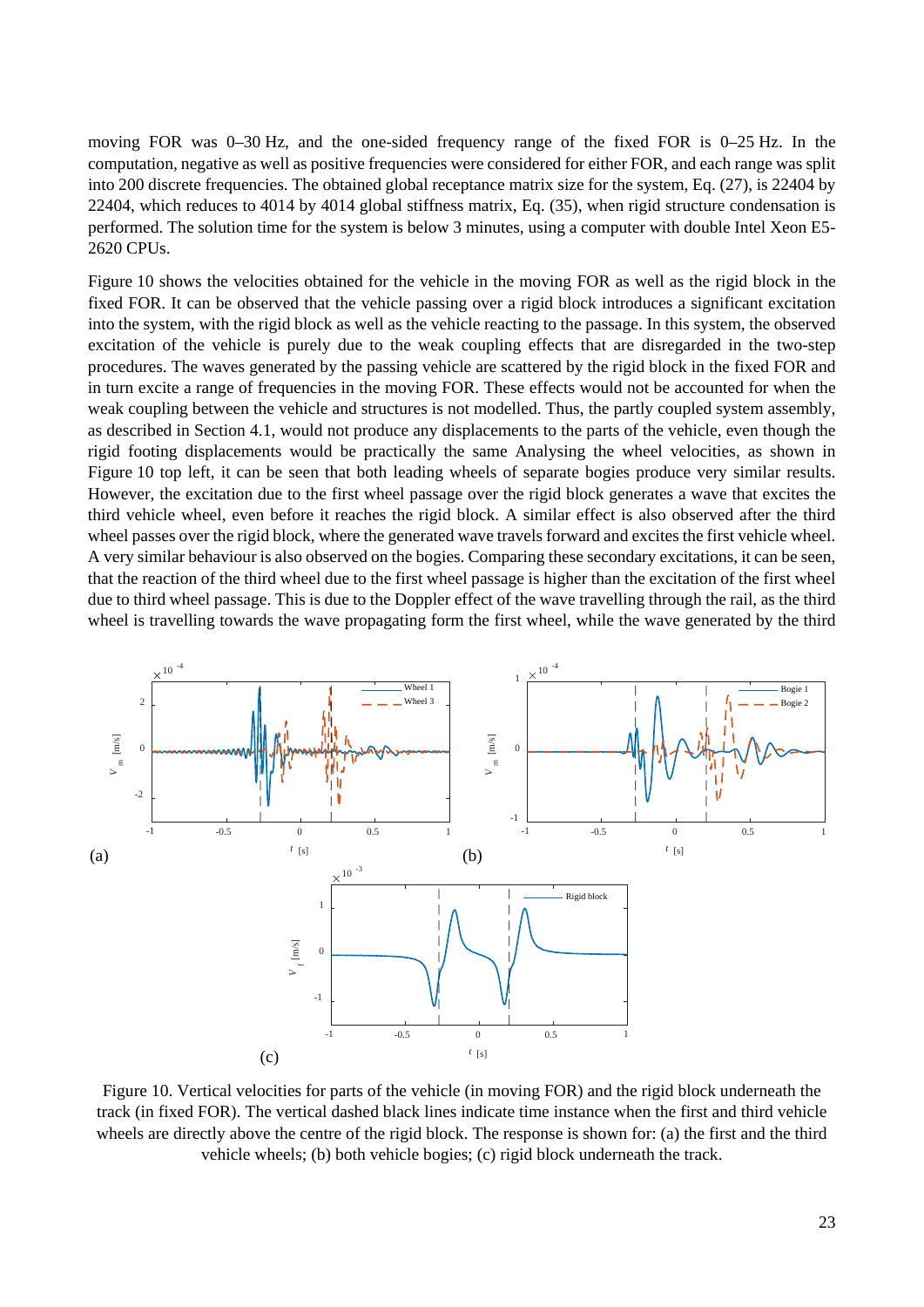moving FOR was 0–30 Hz, and the one-sided frequency range of the fixed FOR is 0–25 Hz. In the computation, negative as well as positive frequencies were considered for either FOR, and each range was split into 200 discrete frequencies. The obtained global receptance matrix size for the system, Eq. (27), is 22404 by 22404, which reduces to 4014 by 4014 global stiffness matrix, Eq. (35), when rigid structure condensation is performed. The solution time for the system is below 3 minutes, using a computer with double Intel Xeon E5-2620 CPUs.

Figure 10 shows the velocities obtained for the vehicle in the moving FOR as well as the rigid block in the fixed FOR. It can be observed that the vehicle passing over a rigid block introduces a significant excitation into the system, with the rigid block as well as the vehicle reacting to the passage. In this system, the observed excitation of the vehicle is purely due to the weak coupling effects that are disregarded in the two-step procedures. The waves generated by the passing vehicle are scattered by the rigid block in the fixed FOR and in turn excite a range of frequencies in the moving FOR. These effects would not be accounted for when the weak coupling between the vehicle and structures is not modelled. Thus, the partly coupled system assembly, as described in Section 4.1, would not produce any displacements to the parts of the vehicle, even though the rigid footing displacements would be practically the same Analysing the wheel velocities, as shown in Figure 10 top left, it can be seen that both leading wheels of separate bogies produce very similar results. However, the excitation due to the first wheel passage over the rigid block generates a wave that excites the third vehicle wheel, even before it reaches the rigid block. A similar effect is also observed after the third wheel passes over the rigid block, where the generated wave travels forward and excites the first vehicle wheel. A very similar behaviour is also observed on the bogies. Comparing these secondary excitations, it can be seen, that the reaction of the third wheel due to the first wheel passage is higher than the excitation of the first wheel due to third wheel passage. This is due to the Doppler effect of the wave travelling through the rail, as the third wheel is travelling towards the wave propagating form the first wheel, while the wave generated by the third

Figure 10. Vertical velocities for parts of the vehicle (in moving FOR) and the rigid block underneath the track (in fixed FOR). The vertical dashed black lines indicate time instance when the first and third vehicle wheels are directly above the centre of the rigid block. The response is shown for: (a) the first and the third vehicle wheels; (b) both vehicle bogies; (c) rigid block underneath the track.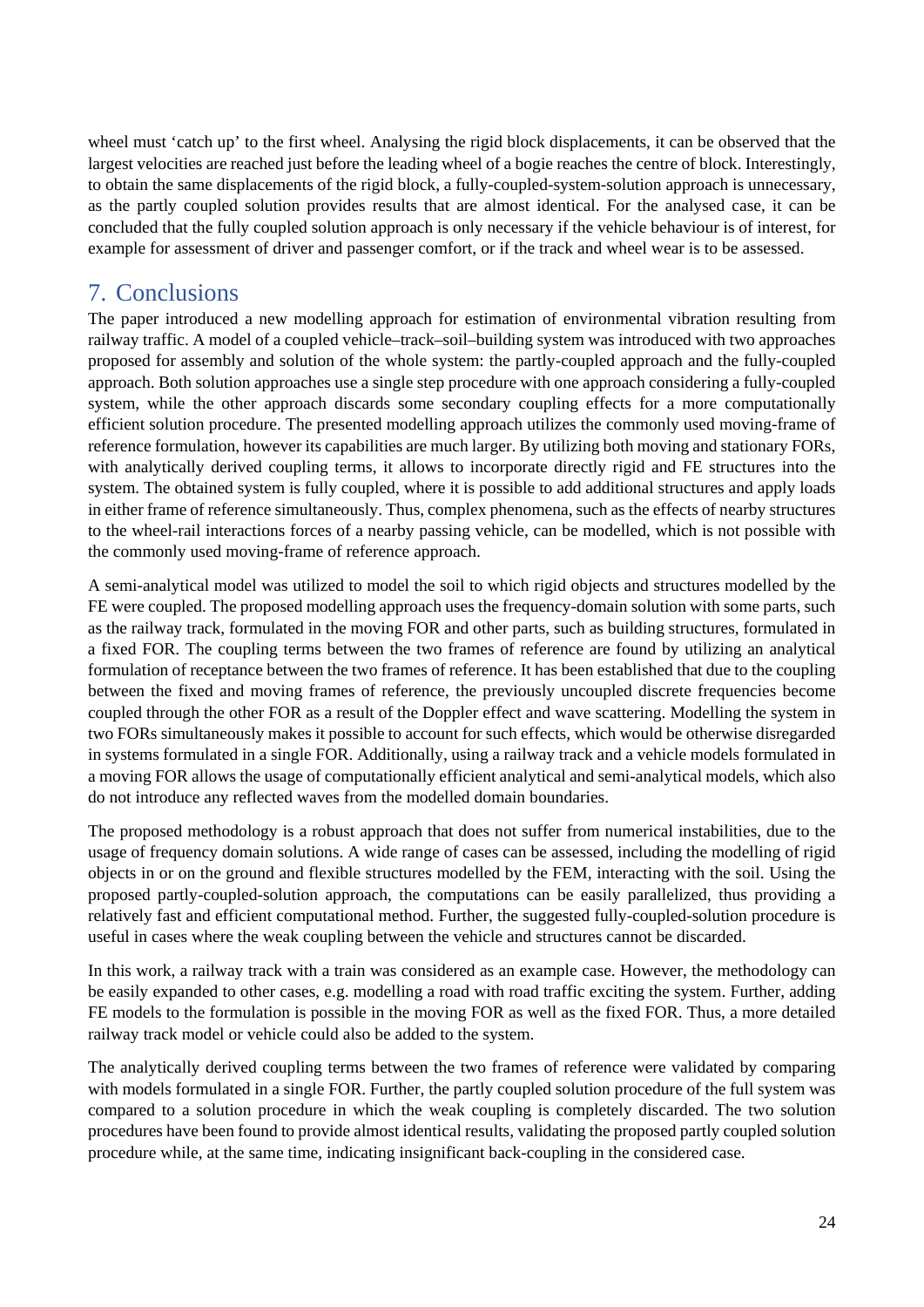wheel must 'catch up' to the first wheel. Analysing the rigid block displacements, it can be observed that the largest velocities are reached just before the leading wheel of a bogie reaches the centre of block. Interestingly, to obtain the same displacements of the rigid block, a fully-coupled-system-solution approach is unnecessary, as the partly coupled solution provides results that are almost identical. For the analysed case, it can be concluded that the fully coupled solution approach is only necessary if the vehicle behaviour is of interest, for example for assessment of driver and passenger comfort, or if the track and wheel wear is to be assessed.

## 7. Conclusions

The paper introduced a new modelling approach for estimation of environmental vibration resulting from railway traffic. A model of a coupled vehicle–track–soil–building system was introduced with two approaches proposed for assembly and solution of the whole system: the partly-coupled approach and the fully-coupled approach. Both solution approaches use a single step procedure with one approach considering a fully-coupled system, while the other approach discards some secondary coupling effects for a more computationally efficient solution procedure. The presented modelling approach utilizes the commonly used moving-frame of reference formulation, however its capabilities are much larger. By utilizing both moving and stationary FORs, with analytically derived coupling terms, it allows to incorporate directly rigid and FE structures into the system. The obtained system is fully coupled, where it is possible to add additional structures and apply loads in either frame of reference simultaneously. Thus, complex phenomena, such as the effects of nearby structures to the wheel-rail interactions forces of a nearby passing vehicle, can be modelled, which is not possible with the commonly used moving-frame of reference approach.

A semi-analytical model was utilized to model the soil to which rigid objects and structures modelled by the FE were coupled. The proposed modelling approach uses the frequency-domain solution with some parts, such as the railway track, formulated in the moving FOR and other parts, such as building structures, formulated in a fixed FOR. The coupling terms between the two frames of reference are found by utilizing an analytical formulation of receptance between the two frames of reference. It has been established that due to the coupling between the fixed and moving frames of reference, the previously uncoupled discrete frequencies become coupled through the other FOR as a result of the Doppler effect and wave scattering. Modelling the system in two FORs simultaneously makes it possible to account for such effects, which would be otherwise disregarded in systems formulated in a single FOR. Additionally, using a railway track and a vehicle models formulated in a moving FOR allows the usage of computationally efficient analytical and semi-analytical models, which also do not introduce any reflected waves from the modelled domain boundaries.

The proposed methodology is a robust approach that does not suffer from numerical instabilities, due to the usage of frequency domain solutions. A wide range of cases can be assessed, including the modelling of rigid objects in or on the ground and flexible structures modelled by the FEM, interacting with the soil. Using the proposed partly-coupled-solution approach, the computations can be easily parallelized, thus providing a relatively fast and efficient computational method. Further, the suggested fully-coupled-solution procedure is useful in cases where the weak coupling between the vehicle and structures cannot be discarded.

In this work, a railway track with a train was considered as an example case. However, the methodology can be easily expanded to other cases, e.g. modelling a road with road traffic exciting the system. Further, adding FE models to the formulation is possible in the moving FOR as well as the fixed FOR. Thus, a more detailed railway track model or vehicle could also be added to the system.

The analytically derived coupling terms between the two frames of reference were validated by comparing with models formulated in a single FOR. Further, the partly coupled solution procedure of the full system was compared to a solution procedure in which the weak coupling is completely discarded. The two solution procedures have been found to provide almost identical results, validating the proposed partly coupled solution procedure while, at the same time, indicating insignificant back-coupling in the considered case.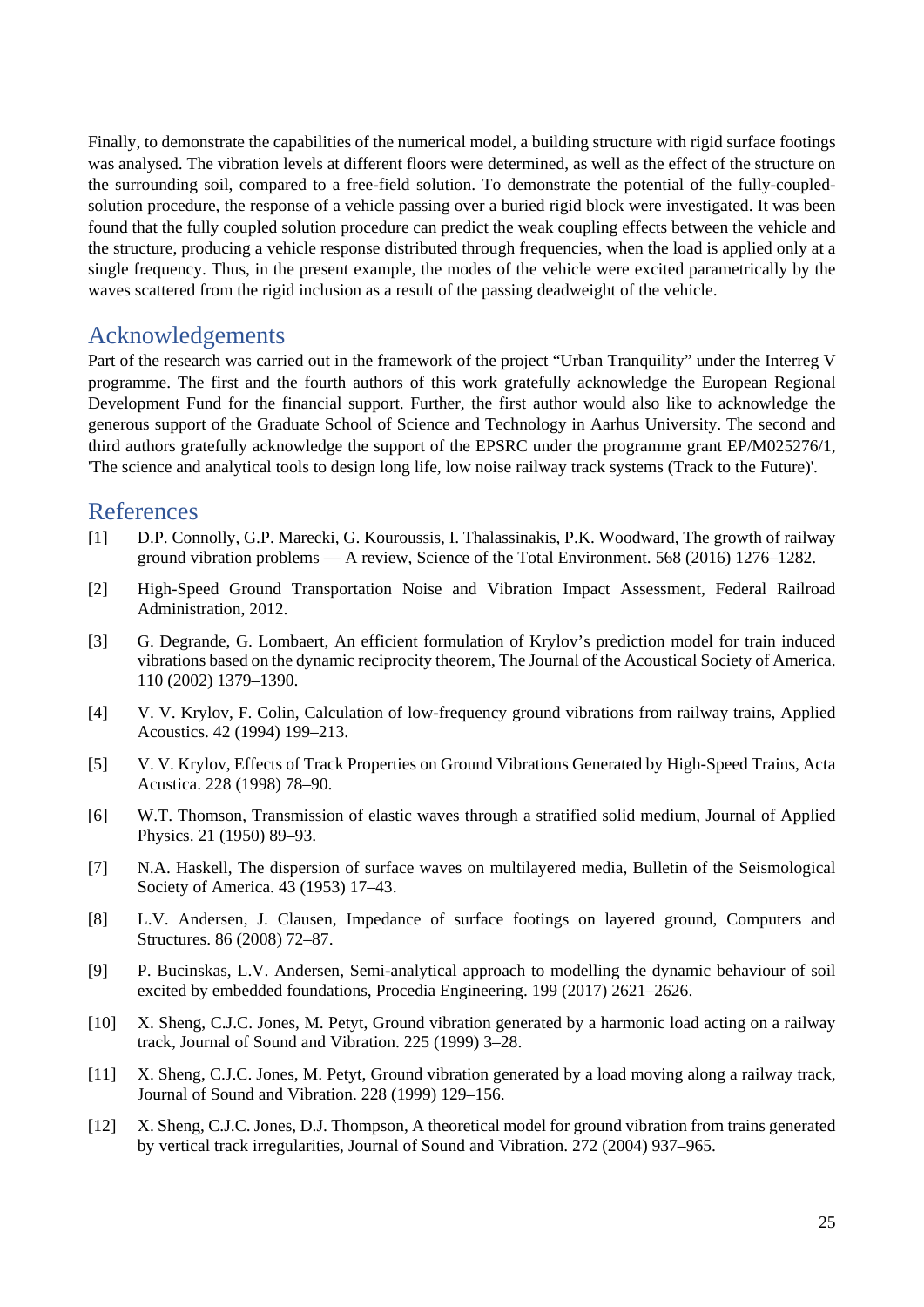Finally, to demonstrate the capabilities of the numerical model, a building structure with rigid surface footings was analysed. The vibration levels at different floors were determined, as well as the effect of the structure on the surrounding soil, compared to a free-field solution. To demonstrate the potential of the fully-coupled-solution procedure, the response of a vehicle passing over a buried rigid block were investigated. It was been found that the fully coupled solution procedure can predict the weak coupling effects between the vehicle and the structure, producing a vehicle response distributed through frequencies, when the load is applied only at a single frequency. Thus, in the present example, the modes of the vehicle were excited parametrically by the waves scattered from the rigid inclusion as a result of the passing deadweight of the vehicle.

# Acknowledgements

Part of the research was carried out in the framework of the project “Urban Tranquility” under the Interreg V programme. The first and the fourth authors of this work gratefully acknowledge the European Regional Development Fund for the financial support. Further, the first author would also like to acknowledge the generous support of the Graduate School of Science and Technology in Aarhus University. The second and third authors gratefully acknowledge the support of the EPSRC under the programme grant EP/M025276/1, 'The science and analytical tools to design long life, low noise railway track systems (Track to the Future)'.

# References

[1] D.P. Connolly, G.P. Marecki, G. Kouroussis, I. Thalassinakis, P.K. Woodward, The growth of railway ground vibration problems — A review, Science of the Total Environment. 568 (2016) 1276–1282.

[2] High-Speed Ground Transportation Noise and Vibration Impact Assessment, Federal Railroad Administration, 2012.

[3] G. Degrande, G. Lombaert, An efficient formulation of Krylov’s prediction model for train induced vibrations based on the dynamic reciprocity theorem, The Journal of the Acoustical Society of America. 110 (2002) 1379–1390.

[4] V. V. Krylov, F. Colin, Calculation of low-frequency ground vibrations from railway trains, Applied Acoustics. 42 (1994) 199–213.

[5] V. V. Krylov, Effects of Track Properties on Ground Vibrations Generated by High-Speed Trains, Acta Acustica. 228 (1998) 78–90.

[6] W.T. Thomson, Transmission of elastic waves through a stratified solid medium, Journal of Applied Physics. 21 (1950) 89–93.

[7] N.A. Haskell, The dispersion of surface waves on multilayered media, Bulletin of the Seismological Society of America. 43 (1953) 17–43.

[8] L.V. Andersen, J. Clausen, Impedance of surface footings on layered ground, Computers and Structures. 86 (2008) 72–87.

[9] P. Bucinskas, L.V. Andersen, Semi-analytical approach to modelling the dynamic behaviour of soil excited by embedded foundations, Procedia Engineering. 199 (2017) 2621–2626.

[10] X. Sheng, C.J.C. Jones, M. Petyt, Ground vibration generated by a harmonic load acting on a railway track, Journal of Sound and Vibration. 225 (1999) 3–28.

[11] X. Sheng, C.J.C. Jones, M. Petyt, Ground vibration generated by a load moving along a railway track, Journal of Sound and Vibration. 228 (1999) 129–156.

[12] X. Sheng, C.J.C. Jones, D.J. Thompson, A theoretical model for ground vibration from trains generated by vertical track irregularities, Journal of Sound and Vibration. 272 (2004) 937–965.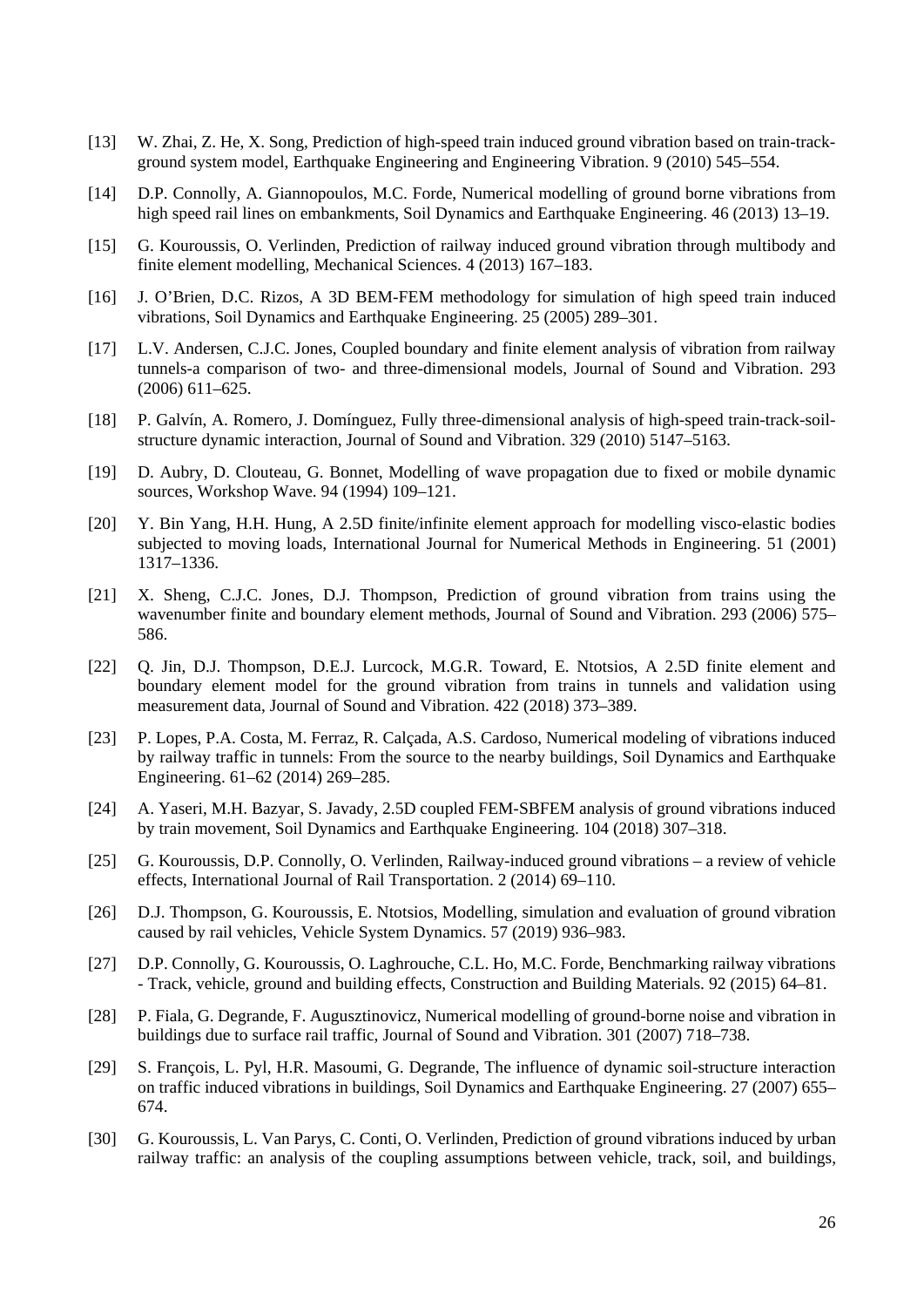[13] W. Zhai, Z. He, X. Song, Prediction of high-speed train induced ground vibration based on train-track-ground system model, Earthquake Engineering and Engineering Vibration. 9 (2010) 545–554.

[14] D.P. Connolly, A. Giannopoulos, M.C. Forde, Numerical modelling of ground borne vibrations from high speed rail lines on embankments, Soil Dynamics and Earthquake Engineering. 46 (2013) 13–19.

[15] G. Kouroussis, O. Verlinden, Prediction of railway induced ground vibration through multibody and finite element modelling, Mechanical Sciences. 4 (2013) 167–183.

[16] J. O'Brien, D.C. Rizos, A 3D BEM-FEM methodology for simulation of high speed train induced vibrations, Soil Dynamics and Earthquake Engineering. 25 (2005) 289–301.

[17] L.V. Andersen, C.J.C. Jones, Coupled boundary and finite element analysis of vibration from railway tunnels-a comparison of two- and three-dimensional models, Journal of Sound and Vibration. 293 (2006) 611–625.

[18] P. Galvín, A. Romero, J. Domínguez, Fully three-dimensional analysis of high-speed train-track-soil-structure dynamic interaction, Journal of Sound and Vibration. 329 (2010) 5147–5163.

[19] D. Aubry, D. Clouteau, G. Bonnet, Modelling of wave propagation due to fixed or mobile dynamic sources, Workshop Wave. 94 (1994) 109–121.

[20] Y. Bin Yang, H.H. Hung, A 2.5D finite/infinite element approach for modelling visco-elastic bodies subjected to moving loads, International Journal for Numerical Methods in Engineering. 51 (2001) 1317–1336.

[21] X. Sheng, C.J.C. Jones, D.J. Thompson, Prediction of ground vibration from trains using the wavenumber finite and boundary element methods, Journal of Sound and Vibration. 293 (2006) 575–586.

[22] Q. Jin, D.J. Thompson, D.E.J. Lurcock, M.G.R. Toward, E. Ntotsios, A 2.5D finite element and boundary element model for the ground vibration from trains in tunnels and validation using measurement data, Journal of Sound and Vibration. 422 (2018) 373–389.

[23] P. Lopes, P.A. Costa, M. Ferraz, R. Calçada, A.S. Cardoso, Numerical modeling of vibrations induced by railway traffic in tunnels: From the source to the nearby buildings, Soil Dynamics and Earthquake Engineering. 61–62 (2014) 269–285.

[24] A. Yaseri, M.H. Bazyar, S. Javady, 2.5D coupled FEM-SBFEM analysis of ground vibrations induced by train movement, Soil Dynamics and Earthquake Engineering. 104 (2018) 307–318.

[25] G. Kouroussis, D.P. Connolly, O. Verlinden, Railway-induced ground vibrations – a review of vehicle effects, International Journal of Rail Transportation. 2 (2014) 69–110.

[26] D.J. Thompson, G. Kouroussis, E. Ntotsios, Modelling, simulation and evaluation of ground vibration caused by rail vehicles, Vehicle System Dynamics. 57 (2019) 936–983.

[27] D.P. Connolly, G. Kouroussis, O. Laghrouche, C.L. Ho, M.C. Forde, Benchmarking railway vibrations - Track, vehicle, ground and building effects, Construction and Building Materials. 92 (2015) 64–81.

[28] P. Fiala, G. Degrande, F. Augusztinovicz, Numerical modelling of ground-borne noise and vibration in buildings due to surface rail traffic, Journal of Sound and Vibration. 301 (2007) 718–738.

[29] S. François, L. Pyl, H.R. Masoumi, G. Degrande, The influence of dynamic soil-structure interaction on traffic induced vibrations in buildings, Soil Dynamics and Earthquake Engineering. 27 (2007) 655–674.

[30] G. Kouroussis, L. Van Parys, C. Conti, O. Verlinden, Prediction of ground vibrations induced by urban railway traffic: an analysis of the coupling assumptions between vehicle, track, soil, and buildings,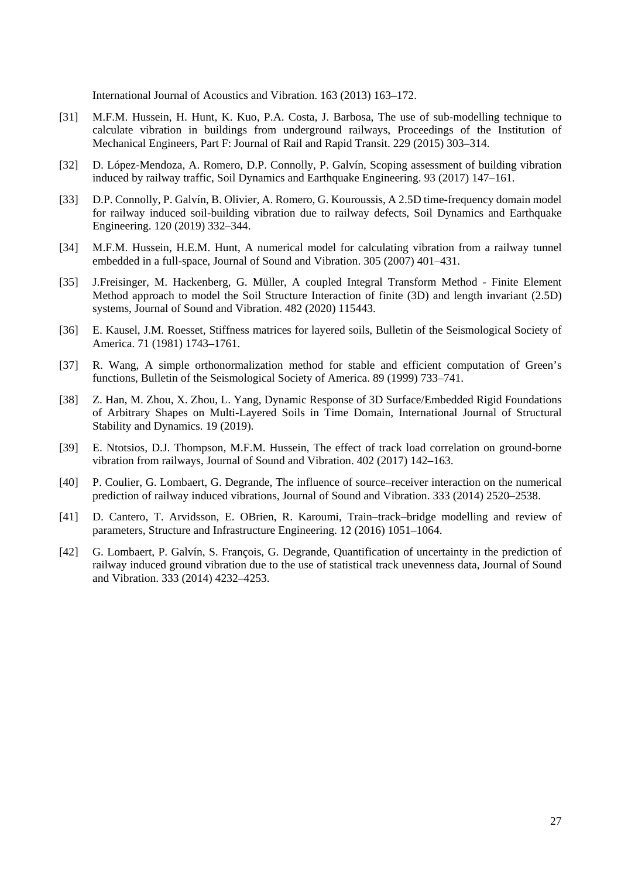International Journal of Acoustics and Vibration. 163 (2013) 163–172.

[31] M.F.M. Hussein, H. Hunt, K. Kuo, P.A. Costa, J. Barbosa, The use of sub-modelling technique to calculate vibration in buildings from underground railways, Proceedings of the Institution of Mechanical Engineers, Part F: Journal of Rail and Rapid Transit. 229 (2015) 303–314.

[32] D. López-Mendoza, A. Romero, D.P. Connolly, P. Galvín, Scoping assessment of building vibration induced by railway traffic, Soil Dynamics and Earthquake Engineering. 93 (2017) 147–161.

[33] D.P. Connolly, P. Galvín, B. Olivier, A. Romero, G. Kouroussis, A 2.5D time-frequency domain model for railway induced soil-building vibration due to railway defects, Soil Dynamics and Earthquake Engineering. 120 (2019) 332–344.

[34] M.F.M. Hussein, H.E.M. Hunt, A numerical model for calculating vibration from a railway tunnel embedded in a full-space, Journal of Sound and Vibration. 305 (2007) 401–431.

[35] J.Freisinger, M. Hackenberg, G. Müller, A coupled Integral Transform Method - Finite Element Method approach to model the Soil Structure Interaction of finite (3D) and length invariant (2.5D) systems, Journal of Sound and Vibration. 482 (2020) 115443.

[36] E. Kausel, J.M. Roesset, Stiffness matrices for layered soils, Bulletin of the Seismological Society of America. 71 (1981) 1743–1761.

[37] R. Wang, A simple orthonormalization method for stable and efficient computation of Green's functions, Bulletin of the Seismological Society of America. 89 (1999) 733–741.

[38] Z. Han, M. Zhou, X. Zhou, L. Yang, Dynamic Response of 3D Surface/Embedded Rigid Foundations of Arbitrary Shapes on Multi-Layered Soils in Time Domain, International Journal of Structural Stability and Dynamics. 19 (2019).

[39] E. Ntotsios, D.J. Thompson, M.F.M. Hussein, The effect of track load correlation on ground-borne vibration from railways, Journal of Sound and Vibration. 402 (2017) 142–163.

[40] P. Coulier, G. Lombaert, G. Degrande, The influence of source–receiver interaction on the numerical prediction of railway induced vibrations, Journal of Sound and Vibration. 333 (2014) 2520–2538.

[41] D. Cantero, T. Arvidsson, E. OBrien, R. Karoumi, Train–track–bridge modelling and review of parameters, Structure and Infrastructure Engineering. 12 (2016) 1051–1064.

[42] G. Lombaert, P. Galvín, S. François, G. Degrande, Quantification of uncertainty in the prediction of railway induced ground vibration due to the use of statistical track unevenness data, Journal of Sound and Vibration. 333 (2014) 4232–4253.